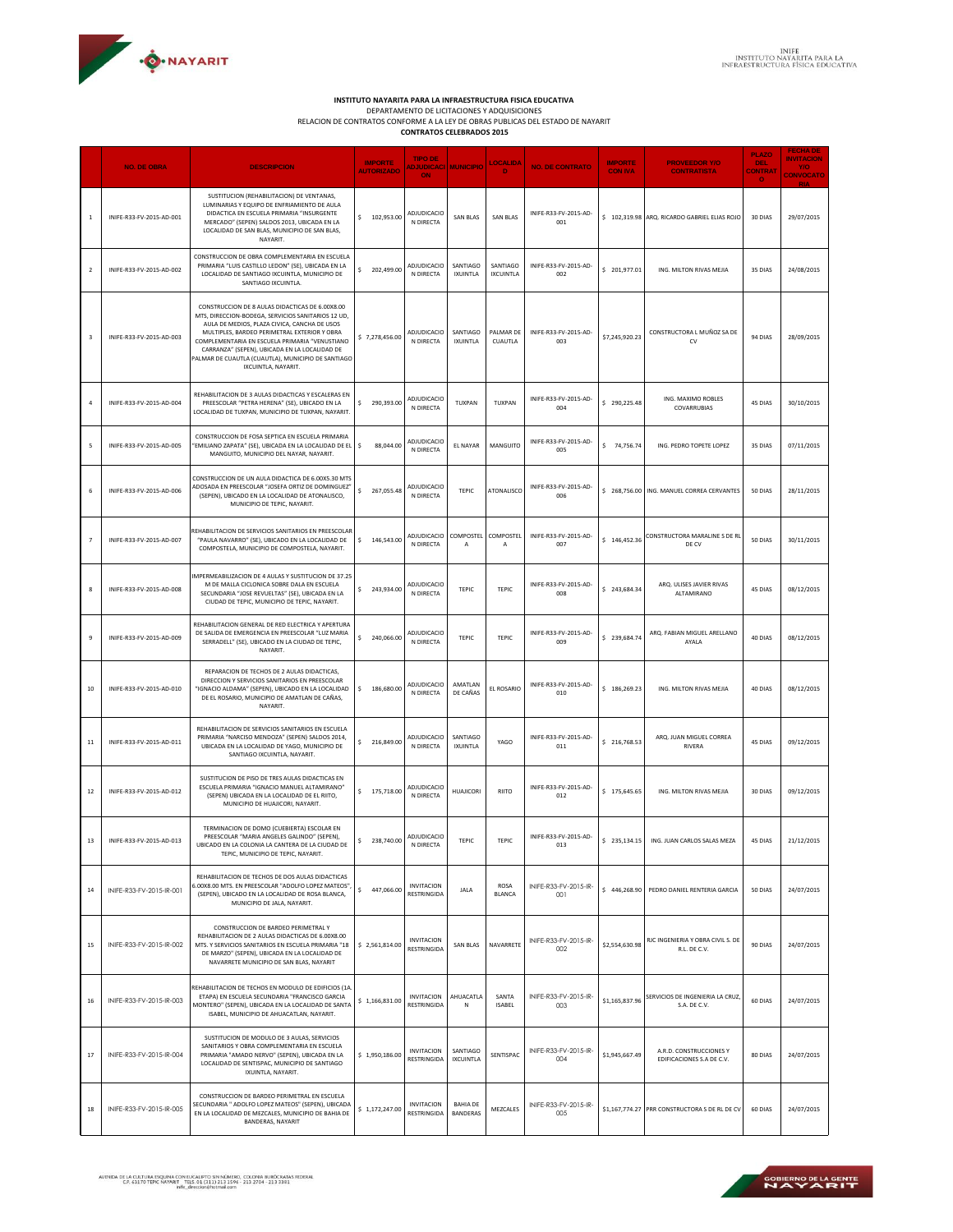**INSTITUTO NAYARITA PARA LA INFRAESTRUCTURA FISICA EDUCATIVA**

DEPARTAMENTO DE LICITACIONES Y ADQUISICIONES

RELACION DE CONTRATOS CONFORME A LA LEY DE OBRAS PUBLICAS DEL ESTADO DE NAYARIT

**CONTRATOS CELEBRADOS 2015**

| | NO. DE OBRA | DESCRIPCION | IMPORTE AUTORIZADO | TIPO DE ADJUDICACION | MUNICIPIO | LOCALIDAD | NO. DE CONTRATO | IMPORTE CON IVA | PROVEEDOR Y/O CONTRATISTA | PLAZO DEL CONTRATO | FECHA DE INVITACION Y/O CONVOCATORIA |
|---|---|---|---|---|---|---|---|---|---|---|---|
| 1 | INIFE-R33-FV-2015-AD-001 | SUSTITUCION (REHABILITACION) DE VENTANAS, LUMINARIAS Y EQUIPO DE ENFRIAMIENTO DE AULA DIDACTICA EN ESCUELA PRIMARIA "INSURGENTE MERCADO" (SEPEN) SALDOS 2013, UBICADA EN LA LOCALIDAD DE SAN BLAS, MUNICIPIO DE SAN BLAS, NAYARIT. | $ 102,953.00 | ADJUDICACION DIRECTA | SAN BLAS | SAN BLAS | INIFE-R33-FV-2015-AD-001 | $ 102,319.98 | ARQ. RICARDO GABRIEL ELIAS ROJO | 30 DIAS | 29/07/2015 |
| 2 | INIFE-R33-FV-2015-AD-002 | CONSTRUCCION DE OBRA COMPLEMENTARIA EN ESCUELA PRIMARIA "LUIS CASTILLO LEDON" (SE), UBICADA EN LA LOCALIDAD DE SANTIAGO IXCUINTLA, MUNICIPIO DE SANTIAGO IXCUINTLA. | $ 202,499.00 | ADJUDICACION DIRECTA | SANTIAGO IXUINTLA | SANTIAGO IXCUINTLA | INIFE-R33-FV-2015-AD-002 | $ 201,977.01 | ING. MILTON RIVAS MEJIA | 35 DIAS | 24/08/2015 |
| 3 | INIFE-R33-FV-2015-AD-003 | CONSTRUCCION DE 8 AULAS DIDACTICAS DE 6.00X8.00 MTS, DIRECCION-BODEGA, SERVICIOS SANITARIOS 12 UD, AULA DE MEDIOS, PLAZA CIVICA, CANCHA DE USOS MULTIPLES, BARDEO PERIMETRAL EXTERIOR Y OBRA COMPLEMENTARIA EN ESCUELA PRIMARIA "VENUSTIANO CARRANZA" (SEPEN), UBICADA EN LA LOCALIDAD DE PALMAR DE CUAUTLA (CUAUTLA), MUNICIPIO DE SANTIAGO IXCUINTLA, NAYARIT. | $ 7,278,456.00 | ADJUDICACION DIRECTA | SANTIAGO IXUINTLA | PALMAR DE CUAUTLA | INIFE-R33-FV-2015-AD-003 | $7,245,920.23 | CONSTRUCTORA L MUÑOZ SA DE CV | 94 DIAS | 28/09/2015 |
| 4 | INIFE-R33-FV-2015-AD-004 | REHABILITACION DE 3 AULAS DIDACTICAS Y ESCALERAS EN PREESCOLAR "PETRA HERENA" (SE), UBICADO EN LA LOCALIDAD DE TUXPAN, MUNICIPIO DE TUXPAN, NAYARIT. | $ 290,393.00 | ADJUDICACION DIRECTA | TUXPAN | TUXPAN | INIFE-R33-FV-2015-AD-004 | $ 290,225.48 | ING. MAXIMO ROBLES COVARRUBIAS | 45 DIAS | 30/10/2015 |
| 5 | INIFE-R33-FV-2015-AD-005 | CONSTRUCCION DE FOSA SEPTICA EN ESCUELA PRIMARIA "EMILIANO ZAPATA" (SE), UBICADA EN LA LOCALIDAD DE EL MANGUITO, MUNICIPIO DEL NAYAR, NAYARIT. | $ 88,044.00 | ADJUDICACION DIRECTA | EL NAYAR | MANGUITO | INIFE-R33-FV-2015-AD-005 | $ 74,756.74 | ING. PEDRO TOPETE LOPEZ | 35 DIAS | 07/11/2015 |
| 6 | INIFE-R33-FV-2015-AD-006 | CONSTRUCCION DE UN AULA DIDACTICA DE 6.00X5.30 MTS ADOSADA EN PREESCOLAR "JOSEFA ORTIZ DE DOMINGUEZ" (SEPEN), UBICADO EN LA LOCALIDAD DE ATONALISCO, MUNICIPIO DE TEPIC, NAYARIT. | $ 267,055.48 | ADJUDICACION DIRECTA | TEPIC | ATONALISCO | INIFE-R33-FV-2015-AD-006 | $ 268,756.00 | ING. MANUEL CORREA CERVANTES | 50 DIAS | 28/11/2015 |
| 7 | INIFE-R33-FV-2015-AD-007 | REHABILITACION DE SERVICIOS SANITARIOS EN PREESCOLAR "PAULA NAVARRO" (SE), UBICADO EN LA LOCALIDAD DE COMPOSTELA, MUNICIPIO DE COMPOSTELA, NAYARIT. | $ 146,543.00 | ADJUDICACION DIRECTA | COMPOSTELA | COMPOSTELA | INIFE-R33-FV-2015-AD-007 | $ 146,452.36 | CONSTRUCTORA MARALINE S DE RL DE CV | 50 DIAS | 30/11/2015 |
| 8 | INIFE-R33-FV-2015-AD-008 | IMPERMEABILIZACION DE 4 AULAS Y SUSTITUCION DE 37.25 M DE MALLA CICLONICA SOBRE DALA EN ESCUELA SECUNDARIA "JOSE REVUELTAS" (SE), UBICADA EN LA CIUDAD DE TEPIC, MUNICIPIO DE TEPIC, NAYARIT. | $ 243,934.00 | ADJUDICACION DIRECTA | TEPIC | TEPIC | INIFE-R33-FV-2015-AD-008 | $ 243,684.34 | ARQ. ULISES JAVIER RIVAS ALTAMIRANO | 45 DIAS | 08/12/2015 |
| 9 | INIFE-R33-FV-2015-AD-009 | REHABILITACION GENERAL DE RED ELECTRICA Y APERTURA DE SALIDA DE EMERGENCIA EN PREESCOLAR "LUZ MARIA SERRADELL" (SE), UBICADO EN LA CIUDAD DE TEPIC, NAYARIT. | $ 240,066.00 | ADJUDICACION DIRECTA | TEPIC | TEPIC | INIFE-R33-FV-2015-AD-009 | $ 239,684.74 | ARQ. FABIAN MIGUEL ARELLANO AYALA | 40 DIAS | 08/12/2015 |
| 10 | INIFE-R33-FV-2015-AD-010 | REPARACION DE TECHOS DE 2 AULAS DIDACTICAS, DIRECCION Y SERVICIOS SANITARIOS EN PREESCOLAR "IGNACIO ALDAMA" (SEPEN), UBICADO EN LA LOCALIDAD DE EL ROSARIO, MUNICIPIO DE AMATLAN DE CAÑAS, NAYARIT. | $ 186,680.00 | ADJUDICACION DIRECTA | AMATLAN DE CAÑAS | EL ROSARIO | INIFE-R33-FV-2015-AD-010 | $ 186,269.23 | ING. MILTON RIVAS MEJIA | 40 DIAS | 08/12/2015 |
| 11 | INIFE-R33-FV-2015-AD-011 | REHABILITACION DE SERVICIOS SANITARIOS EN ESCUELA PRIMARIA "NARCISO MENDOZA" (SEPEN) SALDOS 2014, UBICADA EN LA LOCALIDAD DE YAGO, MUNICIPIO DE SANTIAGO IXCUINTLA, NAYARIT. | $ 216,849.00 | ADJUDICACION DIRECTA | SANTIAGO IXUINTLA | YAGO | INIFE-R33-FV-2015-AD-011 | $ 216,768.53 | ARQ. JUAN MIGUEL CORREA RIVERA | 45 DIAS | 09/12/2015 |
| 12 | INIFE-R33-FV-2015-AD-012 | SUSTITUCION DE PISO DE TRES AULAS DIDACTICAS EN ESCUELA PRIMARIA "IGNACIO MANUEL ALTAMIRANO" (SEPEN) UBICADA EN LA LOCALIDAD DE EL RIITO, MUNICIPIO DE HUAJICORI, NAYARIT. | $ 175,718.00 | ADJUDICACION DIRECTA | HUAJICORI | RIITO | INIFE-R33-FV-2015-AD-012 | $ 175,645.65 | ING. MILTON RIVAS MEJIA | 30 DIAS | 09/12/2015 |
| 13 | INIFE-R33-FV-2015-AD-013 | TERMINACION DE DOMO (CUEBIERTA) ESCOLAR EN PREESCOLAR "MARIA ANGELES GALINDO" (SEPEN), UBICADO EN LA COLONIA LA CANTERA DE LA CIUDAD DE TEPIC, MUNICIPIO DE TEPIC, NAYARIT. | $ 238,740.00 | ADJUDICACION DIRECTA | TEPIC | TEPIC | INIFE-R33-FV-2015-AD-013 | $ 235,134.15 | ING. JUAN CARLOS SALAS MEZA | 45 DIAS | 21/12/2015 |
| 14 | INIFE-R33-FV-2015-IR-001 | REHABILITACION DE TECHOS DE DOS AULAS DIDACTICAS 6.00X8.00 MTS. EN PREESCOLAR "ADOLFO LOPEZ MATEOS", (SEPEN), UBICADO EN LA LOCALIDAD DE ROSA BLANCA, MUNICIPIO DE JALA, NAYARIT. | $ 447,066.00 | INVITACION RESTRINGIDA | JALA | ROSA BLANCA | INIFE-R33-FV-2015-IR-001 | $ 446,268.90 | PEDRO DANIEL RENTERIA GARCIA | 50 DIAS | 24/07/2015 |
| 15 | INIFE-R33-FV-2015-IR-002 | CONSTRUCCION DE BARDEO PERIMETRAL Y REHABILITACION DE 2 AULAS DIDACTICAS DE 6.00X8.00 MTS. Y SERVICIOS SANITARIOS EN ESCUELA PRIMARIA "18 DE MARZO" (SEPEN), UBICADA EN LA LOCALIDAD DE NAVARRETE MUNICIPIO DE SAN BLAS, NAYARIT | $ 2,561,814.00 | INVITACION RESTRINGIDA | SAN BLAS | NAVARRETE | INIFE-R33-FV-2015-IR-002 | $2,554,630.98 | RJC INGENIERIA Y OBRA CIVIL S. DE R.L. DE C.V. | 90 DIAS | 24/07/2015 |
| 16 | INIFE-R33-FV-2015-IR-003 | REHABILITACION DE TECHOS EN MODULO DE EDIFICIOS (1A. ETAPA) EN ESCUELA SECUNDARIA "FRANCISCO GARCIA MONTERO" (SEPEN), UBICADA EN LA LOCALIDAD DE SANTA ISABEL, MUNICIPIO DE AHUACATLAN, NAYARIT. | $ 1,166,831.00 | INVITACION RESTRINGIDA | AHUACATLAN | SANTA ISABEL | INIFE-R33-FV-2015-IR-003 | $1,165,837.96 | SERVICIOS DE INGENIERIA LA CRUZ, S.A. DE C.V. | 60 DIAS | 24/07/2015 |
| 17 | INIFE-R33-FV-2015-IR-004 | SUSTITUCION DE MODULO DE 3 AULAS, SERVICIOS SANITARIOS Y OBRA COMPLEMENTARIA EN ESCUELA PRIMARIA "AMADO NERVO" (SEPEN), UBICADA EN LA LOCALIDAD DE SENTISPAC, MUNICIPIO DE SANTIAGO IXUINTLA, NAYARIT. | $ 1,950,186.00 | INVITACION RESTRINGIDA | SANTIAGO IXCUINTLA | SENTISPAC | INIFE-R33-FV-2015-IR-004 | $1,945,667.49 | A.R.D. CONSTRUCCIONES Y EDIFICACIONES S.A DE C.V. | 80 DIAS | 24/07/2015 |
| 18 | INIFE-R33-FV-2015-IR-005 | CONSTRUCCION DE BARDEO PERIMETRAL EN ESCUELA SECUNDARIA " ADOLFO LOPEZ MATEOS" (SEPEN), UBICADA EN LA LOCALIDAD DE MEZCALES, MUNICIPIO DE BAHIA DE BANDERAS, NAYARIT | $ 1,172,247.00 | INVITACION RESTRINGIDA | BAHIA DE BANDERAS | MEZCALES | INIFE-R33-FV-2015-IR-005 | $1,167,774.27 | PRR CONSTRUCTORA S DE RL DE CV | 60 DIAS | 24/07/2015 |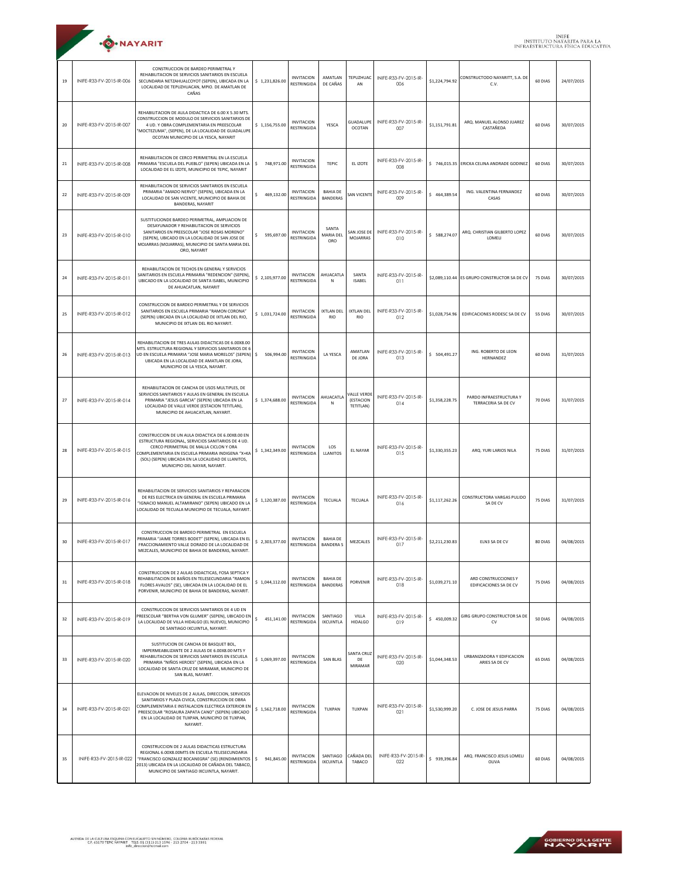| 19 | INIFE-R33-FV-2015-IR-006 | CONSTRUCCION DE BARDEO PERIMETRAL Y REHABILITACION DE SERVICIOS SANITARIOS EN ESCUELA SECUNDARIA NETZAHUALCOYOT (SEPEN), UBICADA EN LA LOCALIDAD DE TEPUZHUACAN, MPIO. DE AMATLAN DE CAÑAS | $ 1,231,826.00 | INVITACION RESTRINGIDA | AMATLAN DE CAÑAS | TEPUZHUACAN | INIFE-R33-FV-2015-IR-006 | $1,224,794.92 | CONSTRUCTODO NAYARITT, S.A. DE C.V. | 60 DIAS | 24/07/2015 |
|---|---|---|---|---|---|---|---|---|---|---|---|
| 20 | INIFE-R33-FV-2015-IR-007 | REHABILITACION DE AULA DIDACTICA DE 6.00 X 5.30 MTS. CONSTRUCCION DE MODULO DE SERVICIOS SANITARIOS DE 4 UD. Y OBRA COMPLEMENTARIA EN PREESCOLAR "MOCTEZUMA", (SEPEN), DE LA LOCALIDAD DE GUADALUPE OCOTAN MUNICIPIO DE LA YESCA, NAYARIT | $ 1,156,755.00 | INVITACION RESTRINGIDA | YESCA | GUADALUPE OCOTAN | INIFE-R33-FV-2015-IR-007 | $1,151,791.81 | ARQ. MANUEL ALONSO JUAREZ CASTAÑEDA | 60 DIAS | 30/07/2015 |
| 21 | INIFE-R33-FV-2015-IR-008 | REHABILITACION DE CERCO PERIMETRAL EN LA ESCUELA PRIMARIA "ESCUELA DEL PUEBLO" (SEPEN) UBICADA EN LA LOCALIDAD DE EL IZOTE, MUNICIPIO DE TEPIC, NAYARIT | $ 748,971.00 | INVITACION RESTRINGIDA | TEPIC | EL IZOTE | INIFE-R33-FV-2015-IR-008 | $ 746,015.35 | ERICKA CELINA ANDRADE GODINEZ | 60 DIAS | 30/07/2015 |
| 22 | INIFE-R33-FV-2015-IR-009 | REHABILITACION DE SERVICIOS SANITARIOS EN ESCUELA PRIMARIA "AMADO NERVO" (SEPEN), UBICADA EN LA LOCALIDAD DE SAN VICENTE, MUNICIPIO DE BAHIA DE BANDERAS, NAYARIT | $ 469,132.00 | INVITACION RESTRINGIDA | BAHIA DE BANDERAS | SAN VICENTE | INIFE-R33-FV-2015-IR-009 | $ 464,389.54 | ING. VALENTINA FERNANDEZ CASAS | 60 DIAS | 30/07/2015 |
| 23 | INIFE-R33-FV-2015-IR-010 | SUSTITUCIONDE BARDEO PERIMETRAL, AMPLIACION DE DESAYUNADOR Y REHABILITACION DE SERVICIOS SANITARIOS EN PREESCOLAR "JOSE ROSAS MORENO" (SEPEN), UBICADO EN LA LOCALIDAD DE SAN JOSE DE MOJARRAS (MOJARRAS), MUNICIPIO DE SANTA MARIA DEL ORO, NAYARIT | $ 595,697.00 | INVITACION RESTRINGIDA | SANTA MARIA DEL ORO | SAN JOSE DE MOJARRAS | INIFE-R33-FV-2015-IR-010 | $ 588,274.07 | ARQ. CHRISTIAN GILBERTO LOPEZ LOMELI | 60 DIAS | 30/07/2015 |
| 24 | INIFE-R33-FV-2015-IR-011 | REHABILITACION DE TECHOS EN GENERAL Y SERVICIOS SANITARIOS EN ESCUELA PRIMARIA "REDENCION" (SEPEN), UBICADO EN LA LOCALIDAD DE SANTA ISABEL, MUNICIPIO DE AHUACATLAN, NAYARIT | $ 2,105,977.00 | INVITACION RESTRINGIDA | AHUACATLAN | SANTA ISABEL | INIFE-R33-FV-2015-IR-011 | $2,089,110.44 | ES GRUPO CONSTRUCTOR SA DE CV | 75 DIAS | 30/07/2015 |
| 25 | INIFE-R33-FV-2015-IR-012 | CONSTRUCCION DE BARDEO PERIMETRAL Y DE SERVICIOS SANITARIOS EN ESCUELA PRIMARIA "RAMON CORONA" (SEPEN) UBICADA EN LA LOCALIDAD DE IXTLAN DEL RIO, MUNICIPIO DE IXTLAN DEL RIO NAYARIT. | $ 1,031,724.00 | INVITACION RESTRINGIDA | IXTLAN DEL RIO | IXTLAN DEL RIO | INIFE-R33-FV-2015-IR-012 | $1,028,754.96 | EDIFICACIONES RODESC SA DE CV | 55 DIAS | 30/07/2015 |
| 26 | INIFE-R33-FV-2015-IR-013 | REHABILITACION DE TRES AULAS DIDACTICAS DE 6.00X8.00 MTS. ESTRUCTURA REGIONAL Y SERVICIOS SANITARIOS DE 6 UD EN ESCUELA PRIMARIA "JOSE MARIA MORELOS" (SEPEN) UBICADA EN LA LOCALIDAD DE AMATLAN DE JORA, MUNICIPIO DE LA YESCA, NAYARIT. | $ 506,994.00 | INVITACION RESTRINGIDA | LA YESCA | AMATLAN DE JORA | INIFE-R33-FV-2015-IR-013 | $ 504,491.27 | ING. ROBERTO DE LEON HERNANDEZ | 60 DIAS | 31/07/2015 |
| 27 | INIFE-R33-FV-2015-IR-014 | REHABILITACION DE CANCHA DE USOS MULTIPLES, DE SERVICIOS SANITARIOS Y AULAS EN GENERAL EN ESCUELA PRIMARIA "JESUS GARCIA" (SEPEN) UBICADA EN LA LOCALIDAD DE VALLE VERDE (ESTACION TETITLAN), MUNICIPIO DE AHUACATLAN, NAYARIT. | $ 1,374,688.00 | INVITACION RESTRINGIDA | AHUACATLAN | VALLE VERDE (ESTACION TETITLAN) | INIFE-R33-FV-2015-IR-014 | $1,358,228.75 | PARDO INFRAESTRUCTURA Y TERRACERIA SA DE CV | 70 DIAS | 31/07/2015 |
| 28 | INIFE-R33-FV-2015-IR-015 | CONSTRUCCION DE UN AULA DIDACTICA DE 6.00X8.00 EN ESTRUCTURA REGIONAL, SERVICIOS SANITARIOS DE 4 UD. CERCO PERIMETRAL DE MALLA CICLON Y ORA COMPLEMENTARIA EN ESCUELA PRIMARIA INDIGENA "X+KA (SOL) (SEPEN) UBICADA EN LA LOCALIDAD DE LLANITOS, MUNICIPIO DEL NAYAR, NAYARIT. | $ 1,342,349.00 | INVITACION RESTRINGIDA | LOS LLANITOS | EL NAYAR | INIFE-R33-FV-2015-IR-015 | $1,330,355.23 | ARQ. YURI LARIOS NILA | 75 DIAS | 31/07/2015 |
| 29 | INIFE-R33-FV-2015-IR-016 | REHABILITACION DE SERVICIOS SANITARIOS Y REPARACION DE RES ELECTRICA EN GENERAL EN ESCUELA PRIMARIA "IGNACIO MANUEL ALTAMIRANO" (SEPEN) UBICADO EN LA LOCALIDAD DE TECUALA MUNICIPIO DE TECUALA, NAYARIT. | $ 1,120,387.00 | INVITACION RESTRINGIDA | TECUALA | TECUALA | INIFE-R33-FV-2015-IR-016 | $1,117,262.26 | CONSTRUCTORA VARGAS PULIDO SA DE CV | 75 DIAS | 31/07/2015 |
| 30 | INIFE-R33-FV-2015-IR-017 | CONSTRUCCION DE BARDEO PERIMETRAL EN ESCUELA PRIMARIA "JAIME TORRES BODET" (SEPEN), UBICADA EN EL FRACCIONAMIENTO VALLE DORADO DE LA LOCALIDAD DE MEZCALES, MUNICIPIO DE BAHIA DE BANDERAS, NAYARIT. | $ 2,303,377.00 | INVITACION RESTRINGIDA | BAHIA DE BANDERA S | MEZCALES | INIFE-R33-FV-2015-IR-017 | $2,211,230.83 | ELN3 SA DE CV | 80 DIAS | 04/08/2015 |
| 31 | INIFE-R33-FV-2015-IR-018 | CONSTRUCCION DE 2 AULAS DIDACTICAS, FOSA SEPTICA Y REHABILITACION DE BAÑOS EN TELESECUNDARIA "RAMON FLORES AVALOS" (SE), UBICADA EN LA LOCALIDAD DE EL PORVENIR, MUNICIPIO DE BAHIA DE BANDERAS, NAYARIT. | $ 1,044,112.00 | INVITACION RESTRINGIDA | BAHIA DE BANDERAS | PORVENIR | INIFE-R33-FV-2015-IR-018 | $1,039,271.10 | ARD CONSTRUCCIONES Y EDIFICACIONES SA DE CV | 75 DIAS | 04/08/2015 |
| 32 | INIFE-R33-FV-2015-IR-019 | CONSTRUCCION DE SERVICIOS SANITARIOS DE 4 UD EN PREESCOLAR "BERTHA VON GLUMER" (SEPEN), UBICADO EN LA LOCALIDAD DE VILLA HIDALGO (EL NUEVO), MUNICIPIO DE SANTIAGO IXCUINTLA, NAYARIT. | $ 451,141.00 | INVITACION RESTRINGIDA | SANTIAGO IXCUINTLA | VILLA HIDALGO | INIFE-R33-FV-2015-IR-019 | $ 450,009.32 | GIRG GRUPO CONSTRUCTOR SA DE CV | 50 DIAS | 04/08/2015 |
| 33 | INIFE-R33-FV-2015-IR-020 | SUSTITUCION DE CANCHA DE BASQUET BOL, IMPERMEABILIZANTE DE 2 AULAS DE 6.00X8.00 MTS Y REHABILITACION DE SERVICIOS SANITARIOS EN ESCUELA PRIMARIA "NIÑOS HEROES" (SEPEN), UBICADA EN LA LOCALIDAD DE SANTA CRUZ DE MIRAMAR, MUNICIPIO DE SAN BLAS, NAYARIT. | $ 1,069,397.00 | INVITACION RESTRINGIDA | SAN BLAS | SANTA CRUZ DE MIRAMAR | INIFE-R33-FV-2015-IR-020 | $1,044,348.53 | URBANIZADORA Y EDIFICACION ARIES SA DE CV | 65 DIAS | 04/08/2015 |
| 34 | INIFE-R33-FV-2015-IR-021 | ELEVACION DE NIVELES DE 2 AULAS, DIRECCION, SERVICIOS SANITARIOS Y PLAZA CIVICA, CONSTRUCCION DE OBRA COMPLEMENTARIA E INSTALACION ELECTRICA EXTERIOR EN PREESCOLAR "ROSAURA ZAPATA CANO" (SEPEN) UBICADO EN LA LOCALIDAD DE TUXPAN, MUNICIPIO DE TUXPAN, NAYARIT. | $ 1,562,718.00 | INVITACION RESTRINGIDA | TUXPAN | TUXPAN | INIFE-R33-FV-2015-IR-021 | $1,530,999.20 | C. JOSE DE JESUS PARRA | 75 DIAS | 04/08/2015 |
| 35 | INIFE-R33-FV-2015-IR-022 | CONSTRUCCION DE 2 AULAS DIDACTICAS ESTRUCTURA REGIONAL 6.00X8.00MTS EN ESCUELA TELESECUNDARIA "FRANCISCO GONZALEZ BOCANEGRA" (SE) (RENDIMIENTOS 2013) UBICADA EN LA LOCALIDAD DE CAÑADA DEL TABACO, MUNICIPIO DE SANTIAGO IXCUINTLA, NAYARIT. | $ 941,845.00 | INVITACION RESTRINGIDA | SANTIAGO IXCUINTLA | CAÑADA DEL TABACO | INIFE-R33-FV-2015-IR-022 | $ 939,396.84 | ARQ. FRANCISCO JESUS LOMELI OLIVA | 60 DIAS | 04/08/2015 |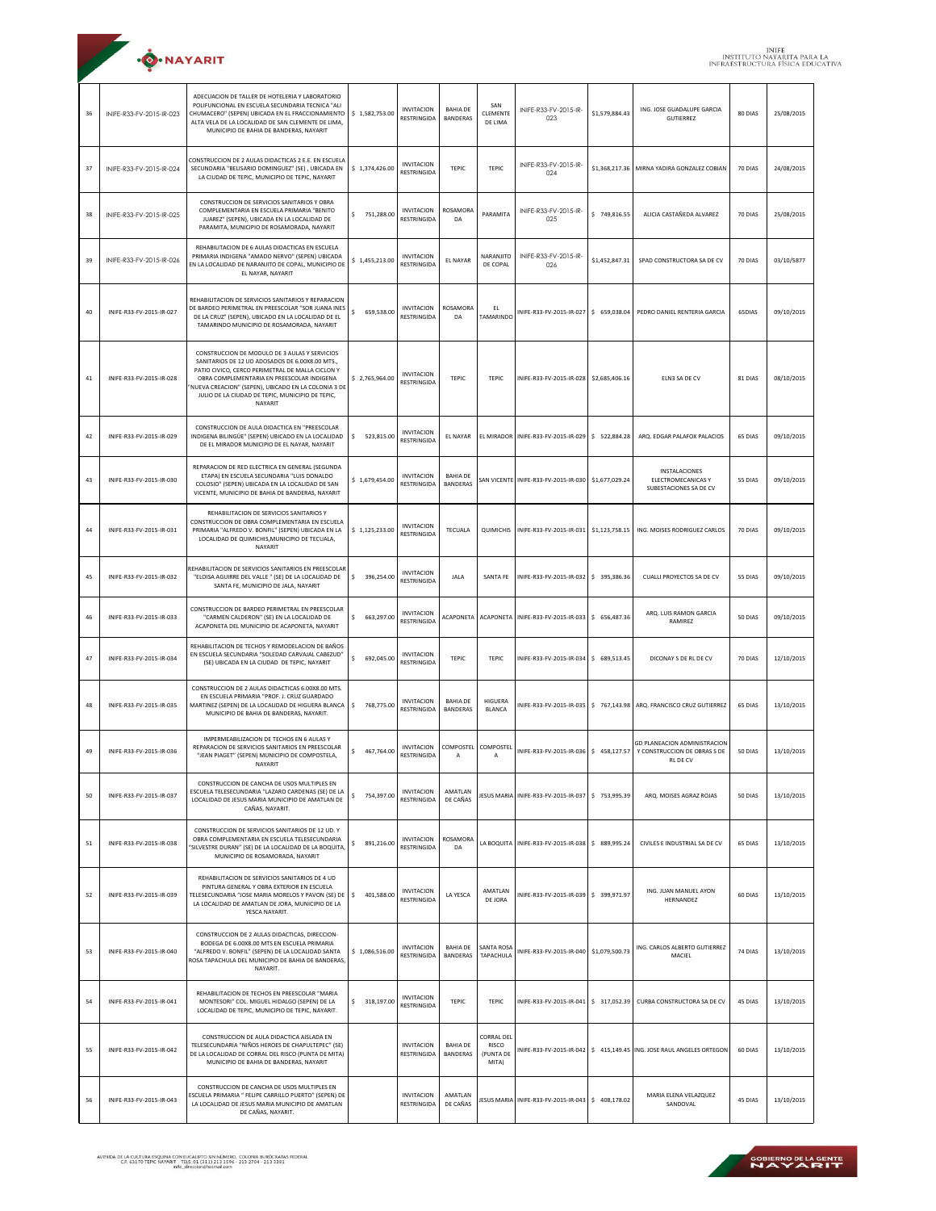| 36 | INIFE-R33-FV-2015-IR-023 | ADECUACION DE TALLER DE HOTELERIA Y LABORATORIO POLIFUNCIONAL EN ESCUELA SECUNDARIA TECNICA "ALI CHUMACERO" (SEPEN) UBICADA EN EL FRACCIONAMIENTO ALTA VELA DE LA LOCALIDAD DE SAN CLEMENTE DE LIMA, MUNICIPIO DE BAHIA DE BANDERAS, NAYARIT | $ 1,582,753.00 | INVITACION RESTRINGIDA | BAHIA DE BANDERAS | SAN CLEMENTE DE LIMA | INIFE-R33-FV-2015-IR-023 | $1,579,884.43 | ING. JOSE GUADALUPE GARCIA GUTIERREZ | 80 DIAS | 25/08/2015 |
|---|---|---|---|---|---|---|---|---|---|---|---|
| 37 | INIFE-R33-FV-2015-IR-024 | CONSTRUCCION DE 2 AULAS DIDACTICAS 2 E.E. EN ESCUELA SECUNDARIA "BELISARIO DOMINGUEZ" (SE) , UBICADA EN LA CIUDAD DE TEPIC, MUNICIPIO DE TEPIC, NAYARIT | $ 1,374,426.00 | INVITACION RESTRINGIDA | TEPIC | TEPIC | INIFE-R33-FV-2015-IR-024 | $1,368,217.36 | MIRNA YADIRA GONZALEZ COBIAN | 70 DIAS | 24/08/2015 |
| 38 | INIFE-R33-FV-2015-IR-025 | CONSTRUCCION DE SERVICIOS SANITARIOS Y OBRA COMPLEMENTARIA EN ESCUELA PRIMARIA "BENITO JUAREZ" (SEPEN), UBICADA EN LA LOCALIDAD DE PARAMITA, MUNICIPIO DE ROSAMORADA, NAYARIT | $ 751,288.00 | INVITACION RESTRINGIDA | ROSAMORADA | PARAMITA | INIFE-R33-FV-2015-IR-025 | $ 749,816.55 | ALICIA CASTAÑEDA ALVAREZ | 70 DIAS | 25/08/2015 |
| 39 | INIFE-R33-FV-2015-IR-026 | REHABILITACION DE 6 AULAS DIDACTICAS EN ESCUELA PRIMARIA INDIGENA "AMADO NERVO" (SEPEN) UBICADA EN LA LOCALIDAD DE NARANJITO DE COPAL, MUNICIPIO DE EL NAYAR, NAYARIT | $ 1,455,213.00 | INVITACION RESTRINGIDA | EL NAYAR | NARANJITO DE COPAL | INIFE-R33-FV-2015-IR-026 | $1,452,847.31 | SPAD CONSTRUCTORA SA DE CV | 70 DIAS | 03/10/5877 |
| 40 | INIFE-R33-FV-2015-IR-027 | REHABILITACION DE SERVICIOS SANITARIOS Y REPARACION DE BARDEO PERIMETRAL EN PREESCOLAR "SOR JUANA INES DE LA CRUZ" (SEPEN), UBICADO EN LA LOCALIDAD DE EL TAMARINDO MUNICIPIO DE ROSAMORADA, NAYARIT | $ 659,538.00 | INVITACION RESTRINGIDA | ROSAMORADA | EL TAMARINDO | INIFE-R33-FV-2015-IR-027 | $ 659,038.04 | PEDRO DANIEL RENTERIA GARCIA | 65DIAS | 09/10/2015 |
| 41 | INIFE-R33-FV-2015-IR-028 | CONSTRUCCION DE MODULO DE 3 AULAS Y SERVICIOS SANITARIOS DE 12 UD ADOSADOS DE 6.00X8.00 MTS., PATIO CIVICO, CERCO PERIMETRAL DE MALLA CICLON Y OBRA COMPLEMENTARIA EN PREESCOLAR INDIGENA "NUEVA CREACION" (SEPEN), UBICADO EN LA COLONIA 3 DE JULIO DE LA CIUDAD DE TEPIC, MUNICIPIO DE TEPIC, NAYARIT | $ 2,765,964.00 | INVITACION RESTRINGIDA | TEPIC | TEPIC | INIFE-R33-FV-2015-IR-028 | $2,685,406.16 | ELN3 SA DE CV | 81 DIAS | 08/10/2015 |
| 42 | INIFE-R33-FV-2015-IR-029 | CONSTRUCCION DE AULA DIDACTICA EN "PREESCOLAR INDIGENA BILINGÜE" (SEPEN) UBICADO EN LA LOCALIDAD DE EL MIRADOR MUNICIPIO DE EL NAYAR, NAYARIT | $ 523,815.00 | INVITACION RESTRINGIDA | EL NAYAR | EL MIRADOR | INIFE-R33-FV-2015-IR-029 | $ 522,884.28 | ARQ. EDGAR PALAFOX PALACIOS | 65 DIAS | 09/10/2015 |
| 43 | INIFE-R33-FV-2015-IR-030 | REPARACION DE RED ELECTRICA EN GENERAL (SEGUNDA ETAPA) EN ESCUELA SECUNDARIA "LUIS DONALDO COLOSIO" (SEPEN) UBICADA EN LA LOCALIDAD DE SAN VICENTE, MUNICIPIO DE BAHIA DE BANDERAS, NAYARIT | $ 1,679,454.00 | INVITACION RESTRINGIDA | BAHIA DE BANDERAS | SAN VICENTE | INIFE-R33-FV-2015-IR-030 | $1,677,029.24 | INSTALACIONES ELECTROMECANICAS Y SUBESTACIONES SA DE CV | 55 DIAS | 09/10/2015 |
| 44 | INIFE-R33-FV-2015-IR-031 | REHABILITACION DE SERVICIOS SANITARIOS Y CONSTRUCCION DE OBRA COMPLEMENTARIA EN ESCUELA PRIMARIA "ALFREDO V. BONFIL" (SEPEN) UBICADA EN LA LOCALIDAD DE QUIMICHIS,MUNICIPIO DE TECUALA, NAYARIT | $ 1,125,233.00 | INVITACION RESTRINGIDA | TECUALA | QUIMICHIS | INIFE-R33-FV-2015-IR-031 | $1,123,758.15 | ING. MOISES RODRIGUEZ CARLOS | 70 DIAS | 09/10/2015 |
| 45 | INIFE-R33-FV-2015-IR-032 | REHABILITACION DE SERVICIOS SANITARIOS EN PREESCOLAR "ELOISA AGUIRRE DEL VALLE " (SE) DE LA LOCALIDAD DE SANTA FE, MUNICIPIO DE JALA, NAYARIT | $ 396,254.00 | INVITACION RESTRINGIDA | JALA | SANTA FE | INIFE-R33-FV-2015-IR-032 | $ 395,386.36 | CUALLI PROYECTOS SA DE CV | 55 DIAS | 09/10/2015 |
| 46 | INIFE-R33-FV-2015-IR-033 | CONSTRUCCION DE BARDEO PERIMETRAL EN PREESCOLAR "CARMEN CALDERON" (SE) EN LA LOCALIDAD DE ACAPONETA DEL MUNICIPIO DE ACAPONETA, NAYARIT | $ 663,297.00 | INVITACION RESTRINGIDA | ACAPONETA | ACAPONETA | INIFE-R33-FV-2015-IR-033 | $ 656,487.36 | ARQ. LUIS RAMON GARCIA RAMIREZ | 50 DIAS | 09/10/2015 |
| 47 | INIFE-R33-FV-2015-IR-034 | REHABILITACION DE TECHOS Y REMODELACION DE BAÑOS EN ESCUELA SECUNDARIA "SOLEDAD CARVAJAL CABEZUD" (SE) UBICADA EN LA CIUDAD DE TEPIC, NAYARIT | $ 692,045.00 | INVITACION RESTRINGIDA | TEPIC | TEPIC | INIFE-R33-FV-2015-IR-034 | $ 689,513.45 | DICONAY S DE RL DE CV | 70 DIAS | 12/10/2015 |
| 48 | INIFE-R33-FV-2015-IR-035 | CONSTRUCCION DE 2 AULAS DIDACTICAS 6.00X8.00 MTS. EN ESCUELA PRIMARIA "PROF. J. CRUZ GUARDADO MARTINEZ (SEPEN) DE LA LOCALIDAD DE HIGUERA BLANCA MUNICIPIO DE BAHIA DE BANDERAS, NAYARIT. | $ 768,775.00 | INVITACION RESTRINGIDA | BAHIA DE BANDERAS | HIGUERA BLANCA | INIFE-R33-FV-2015-IR-035 | $ 767,143.98 | ARQ. FRANCISCO CRUZ GUTIERREZ | 65 DIAS | 13/10/2015 |
| 49 | INIFE-R33-FV-2015-IR-036 | IMPERMEABILIZACION DE TECHOS EN 6 AULAS Y REPARACION DE SERVICIOS SANITARIOS EN PREESCOLAR "JEAN PIAGET" (SEPEN) MUNICIPIO DE COMPOSTELA, NAYARIT | $ 467,764.00 | INVITACION RESTRINGIDA | COMPOSTELA | COMPOSTELA | INIFE-R33-FV-2015-IR-036 | $ 458,127.57 | GD PLANEACION ADMINISTRACION Y CONSTRUCCION DE OBRAS S DE RL DE CV | 50 DIAS | 13/10/2015 |
| 50 | INIFE-R33-FV-2015-IR-037 | CONSTRUCCION DE CANCHA DE USOS MULTIPLES EN ESCUELA TELESECUNDARIA "LAZARO CARDENAS (SE) DE LA LOCALIDAD DE JESUS MARIA MUNICIPIO DE AMATLAN DE CAÑAS, NAYARIT. | $ 754,397.00 | INVITACION RESTRINGIDA | AMATLAN DE CAÑAS | JESUS MARIA | INIFE-R33-FV-2015-IR-037 | $ 753,995.39 | ARQ. MOISES AGRAZ ROJAS | 50 DIAS | 13/10/2015 |
| 51 | INIFE-R33-FV-2015-IR-038 | CONSTRUCCION DE SERVICIOS SANITARIOS DE 12 UD. Y OBRA COMPLEMENTARIA EN ESCUELA TELESECUNDARIA "SILVESTRE DURAN" (SE) DE LA LOCALIDAD DE LA BOQUITA, MUNICIPIO DE ROSAMORADA, NAYARIT | $ 891,216.00 | INVITACION RESTRINGIDA | ROSAMORADA | LA BOQUITA | INIFE-R33-FV-2015-IR-038 | $ 889,995.24 | CIVILES E INDUSTRIAL SA DE CV | 65 DIAS | 13/10/2015 |
| 52 | INIFE-R33-FV-2015-IR-039 | REHABILITACION DE SERVICIOS SANITARIOS DE 4 UD PINTURA GENERAL Y OBRA EXTERIOR EN ESCUELA TELESECUNDARIA "JOSE MARIA MORELOS Y PAVON (SE) DE LA LOCALIDAD DE AMATLAN DE JORA, MUNICIPIO DE LA YESCA NAYARIT. | $ 401,588.00 | INVITACION RESTRINGIDA | LA YESCA | AMATLAN DE JORA | INIFE-R33-FV-2015-IR-039 | $ 399,971.97 | ING. JUAN MANUEL AYON HERNANDEZ | 60 DIAS | 13/10/2015 |
| 53 | INIFE-R33-FV-2015-IR-040 | CONSTRUCCION DE 2 AULAS DIDACTICAS, DIRECCION-BODEGA DE 6.00X8.00 MTS EN ESCUELA PRIMARIA "ALFREDO V. BONFIL" (SEPEN) DE LA LOCALIDAD SANTA ROSA TAPACHULA DEL MUNICIPIO DE BAHIA DE BANDERAS, NAYARIT. | $ 1,086,516.00 | INVITACION RESTRINGIDA | BAHIA DE BANDERAS | SANTA ROSA TAPACHULA | INIFE-R33-FV-2015-IR-040 | $1,079,500.73 | ING. CARLOS ALBERTO GUTIERREZ MACIEL | 74 DIAS | 13/10/2015 |
| 54 | INIFE-R33-FV-2015-IR-041 | REHABILITACION DE TECHOS EN PREESCOLAR "MARIA MONTESORI" COL. MIGUEL HIDALGO (SEPEN) DE LA LOCALIDAD DE TEPIC, MUNICIPIO DE TEPIC, NAYARIT. | $ 318,197.00 | INVITACION RESTRINGIDA | TEPIC | TEPIC | INIFE-R33-FV-2015-IR-041 | $ 317,052.39 | CURBA CONSTRUCTORA SA DE CV | 45 DIAS | 13/10/2015 |
| 55 | INIFE-R33-FV-2015-IR-042 | CONSTRUCCION DE AULA DIDACTICA AISLADA EN TELESECUNDARIA "NIÑOS HEROES DE CHAPULTEPEC" (SE) DE LA LOCALIDAD DE CORRAL DEL RISCO (PUNTA DE MITA) MUNICIPIO DE BAHIA DE BANDERAS, NAYARIT | | INVITACION RESTRINGIDA | BAHIA DE BANDERAS | CORRAL DEL RISCO (PUNTA DE MITA) | INIFE-R33-FV-2015-IR-042 | $ 415,149.45 | ING. JOSE RAUL ANGELES ORTEGON | 60 DIAS | 13/10/2015 |
| 56 | INIFE-R33-FV-2015-IR-043 | CONSTRUCCION DE CANCHA DE USOS MULTIPLES EN ESCUELA PRIMARIA " FELIPE CARRILLO PUERTO" (SEPEN) DE LA LOCALIDAD DE JESUS MARIA MUNICIPIO DE AMATLAN DE CAÑAS, NAYARIT. | | INVITACION RESTRINGIDA | AMATLAN DE CAÑAS | JESUS MARIA | INIFE-R33-FV-2015-IR-043 | $ 408,178.02 | MARIA ELENA VELAZQUEZ SANDOVAL | 45 DIAS | 13/10/2015 |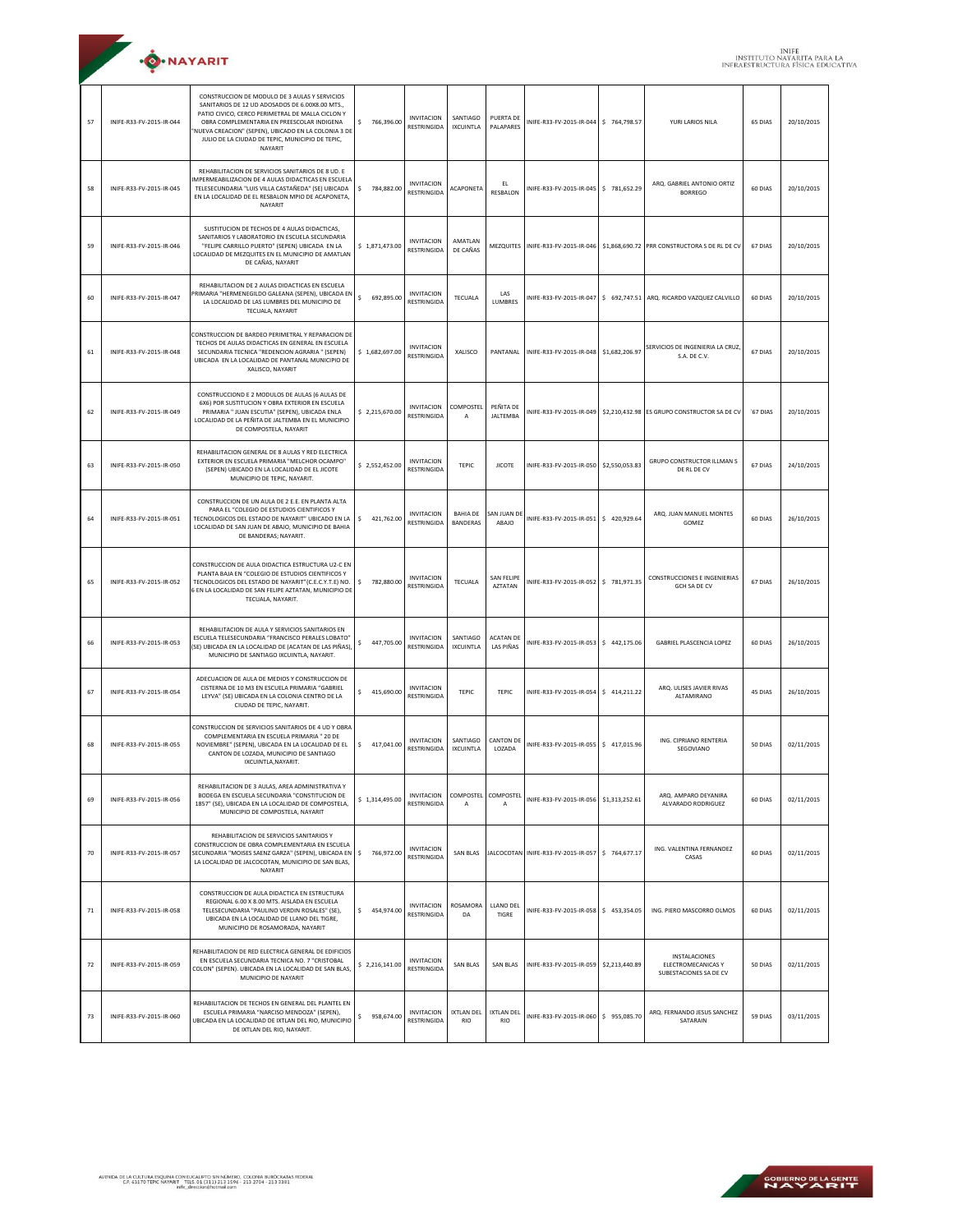| 57 | INIFE-R33-FV-2015-IR-044 | CONSTRUCCION DE MODULO DE 3 AULAS Y SERVICIOS SANITARIOS DE 12 UD ADOSADOS DE 6.00X8.00 MTS., PATIO CIVICO, CERCO PERIMETRAL DE MALLA CICLON Y OBRA COMPLEMENTARIA EN PREESCOLAR INDIGENA "NUEVA CREACION" (SEPEN), UBICADO EN LA COLONIA 3 DE JULIO DE LA CIUDAD DE TEPIC, MUNICIPIO DE TEPIC, NAYARIT | $ 766,396.00 | INVITACION RESTRINGIDA | SANTIAGO IXCUINTLA | PUERTA DE PALAPARES | INIFE-R33-FV-2015-IR-044 | $ 764,798.57 | YURI LARIOS NILA | 65 DIAS | 20/10/2015 |
|---|---|---|---|---|---|---|---|---|---|---|---|
| 58 | INIFE-R33-FV-2015-IR-045 | REHABILITACION DE SERVICIOS SANITARIOS DE 8 UD. E IMPERMEABILIZACION DE 4 AULAS DIDACTICAS EN ESCUELA TELESECUNDARIA "LUIS VILLA CASTAÑEDA" (SE) UBICADA EN LA LOCALIDAD DE EL RESBALON MPIO DE ACAPONETA, NAYARIT | $ 784,882.00 | INVITACION RESTRINGIDA | ACAPONETA | EL RESBALON | INIFE-R33-FV-2015-IR-045 | $ 781,652.29 | ARQ. GABRIEL ANTONIO ORTIZ BORREGO | 60 DIAS | 20/10/2015 |
| 59 | INIFE-R33-FV-2015-IR-046 | SUSTITUCION DE TECHOS DE 4 AULAS DIDACTICAS, SANITARIOS Y LABORATORIO EN ESCUELA SECUNDARIA "FELIPE CARRILLO PUERTO" (SEPEN) UBICADA EN LA LOCALIDAD DE MEZQUITES EN EL MUNICIPIO DE AMATLAN DE CAÑAS, NAYARIT | $ 1,871,473.00 | INVITACION RESTRINGIDA | AMATLAN DE CAÑAS | MEZQUITES | INIFE-R33-FV-2015-IR-046 | $1,868,690.72 | PRR CONSTRUCTORA S DE RL DE CV | 67 DIAS | 20/10/2015 |
| 60 | INIFE-R33-FV-2015-IR-047 | REHABILITACION DE 2 AULAS DIDACTICAS EN ESCUELA PRIMARIA "HERMENEGILDO GALEANA (SEPEN), UBICADA EN LA LOCALIDAD DE LAS LUMBRES DEL MUNICIPIO DE TECUALA, NAYARIT | $ 692,895.00 | INVITACION RESTRINGIDA | TECUALA | LAS LUMBRES | INIFE-R33-FV-2015-IR-047 | $ 692,747.51 | ARQ. RICARDO VAZQUEZ CALVILLO | 60 DIAS | 20/10/2015 |
| 61 | INIFE-R33-FV-2015-IR-048 | CONSTRUCCION DE BARDEO PERIMETRAL Y REPARACION DE TECHOS DE AULAS DIDACTICAS EN GENERAL EN ESCUELA SECUNDARIA TECNICA "REDENCION AGRARIA " (SEPEN) UBICADA EN LA LOCALIDAD DE PANTANAL MUNICIPIO DE XALISCO, NAYARIT | $ 1,682,697.00 | INVITACION RESTRINGIDA | XALISCO | PANTANAL | INIFE-R33-FV-2015-IR-048 | $1,682,206.97 | SERVICIOS DE INGENIERIA LA CRUZ, S.A. DE C.V. | 67 DIAS | 20/10/2015 |
| 62 | INIFE-R33-FV-2015-IR-049 | CONSTRUCCIOND E 2 MODULOS DE AULAS (6 AULAS DE 6X6) POR SUSTITUCION Y OBRA EXTERIOR EN ESCUELA PRIMARIA " JUAN ESCUTIA" (SEPEN), UBICADA ENLA LOCALIDAD DE LA PEÑITA DE JALTEMBA EN EL MUNICIPIO DE COMPOSTELA, NAYARIT | $ 2,215,670.00 | INVITACION RESTRINGIDA | COMPOSTELA | PEÑITA DE JALTEMBA | INIFE-R33-FV-2015-IR-049 | $2,210,432.98 | ES GRUPO CONSTRUCTOR SA DE CV | `67 DIAS | 20/10/2015 |
| 63 | INIFE-R33-FV-2015-IR-050 | REHABILITACION GENERAL DE 8 AULAS Y RED ELECTRICA EXTERIOR EN ESCUELA PRIMARIA "MELCHOR OCAMPO" (SEPEN) UBICADO EN LA LOCALIDAD DE EL JICOTE MUNICIPIO DE TEPIC, NAYARIT. | $ 2,552,452.00 | INVITACION RESTRINGIDA | TEPIC | JICOTE | INIFE-R33-FV-2015-IR-050 | $2,550,053.83 | GRUPO CONSTRUCTOR ILLMAN S DE RL DE CV | 67 DIAS | 24/10/2015 |
| 64 | INIFE-R33-FV-2015-IR-051 | CONSTRUCCION DE UN AULA DE 2 E.E. EN PLANTA ALTA PARA EL "COLEGIO DE ESTUDIOS CIENTIFICOS Y TECNOLOGICOS DEL ESTADO DE NAYARIT" UBICADO EN LA LOCALIDAD DE SAN JUAN DE ABAJO, MUNICIPIO DE BAHIA DE BANDERAS; NAYARIT. | $ 421,762.00 | INVITACION RESTRINGIDA | BAHIA DE BANDERAS | SAN JUAN DE ABAJO | INIFE-R33-FV-2015-IR-051 | $ 420,929.64 | ARQ. JUAN MANUEL MONTES GOMEZ | 60 DIAS | 26/10/2015 |
| 65 | INIFE-R33-FV-2015-IR-052 | CONSTRUCCION DE AULA DIDACTICA ESTRUCTURA U2-C EN PLANTA BAJA EN "COLEGIO DE ESTUDIOS CIENTIFICOS Y TECNOLOGICOS DEL ESTADO DE NAYARIT"(C.E.C.Y.T.E) NO. 6 EN LA LOCALIDAD DE SAN FELIPE AZTATAN, MUNICIPIO DE TECUALA, NAYARIT. | $ 782,880.00 | INVITACION RESTRINGIDA | TECUALA | SAN FELIPE AZTATAN | INIFE-R33-FV-2015-IR-052 | $ 781,971.35 | CONSTRUCCIONES E INGENIERIAS GCH SA DE CV | 67 DIAS | 26/10/2015 |
| 66 | INIFE-R33-FV-2015-IR-053 | REHABILITACION DE AULA Y SERVICIOS SANITARIOS EN ESCUELA TELESECUNDARIA "FRANCISCO PERALES LOBATO" (SE) UBICADA EN LA LOCALIDAD DE (ACATAN DE LAS PIÑAS), MUNICIPIO DE SANTIAGO IXCUINTLA, NAYARIT. | $ 447,705.00 | INVITACION RESTRINGIDA | SANTIAGO IXCUINTLA | ACATAN DE LAS PIÑAS | INIFE-R33-FV-2015-IR-053 | $ 442,175.06 | GABRIEL PLASCENCIA LOPEZ | 60 DIAS | 26/10/2015 |
| 67 | INIFE-R33-FV-2015-IR-054 | ADECUACION DE AULA DE MEDIOS Y CONSTRUCCION DE CISTERNA DE 10 M3 EN ESCUELA PRIMARIA "GABRIEL LEYVA" (SE) UBICADA EN LA COLONIA CENTRO DE LA CIUDAD DE TEPIC, NAYARIT. | $ 415,690.00 | INVITACION RESTRINGIDA | TEPIC | TEPIC | INIFE-R33-FV-2015-IR-054 | $ 414,211.22 | ARQ. ULISES JAVIER RIVAS ALTAMIRANO | 45 DIAS | 26/10/2015 |
| 68 | INIFE-R33-FV-2015-IR-055 | CONSTRUCCION DE SERVICIOS SANITARIOS DE 4 UD Y OBRA COMPLEMENTARIA EN ESCUELA PRIMARIA " 20 DE NOVIEMBRE" (SEPEN), UBICADA EN LA LOCALIDAD DE EL CANTON DE LOZADA, MUNICIPIO DE SANTIAGO IXCUINTLA,NAYARIT. | $ 417,041.00 | INVITACION RESTRINGIDA | SANTIAGO IXCUINTLA | CANTON DE LOZADA | INIFE-R33-FV-2015-IR-055 | $ 417,015.96 | ING. CIPRIANO RENTERIA SEGOVIANO | 50 DIAS | 02/11/2015 |
| 69 | INIFE-R33-FV-2015-IR-056 | REHABILITACION DE 3 AULAS, AREA ADMINISTRATIVA Y BODEGA EN ESCUELA SECUNDARIA "CONSTITUCION DE 1857" (SE), UBICADA EN LA LOCALIDAD DE COMPOSTELA, MUNICIPIO DE COMPOSTELA, NAYARIT | $ 1,314,495.00 | INVITACION RESTRINGIDA | COMPOSTELA | COMPOSTELA | INIFE-R33-FV-2015-IR-056 | $1,313,252.61 | ARQ. AMPARO DEYANIRA ALVARADO RODRIGUEZ | 60 DIAS | 02/11/2015 |
| 70 | INIFE-R33-FV-2015-IR-057 | REHABILITACION DE SERVICIOS SANITARIOS Y CONSTRUCCION DE OBRA COMPLEMENTARIA EN ESCUELA SECUNDARIA "MOISES SAENZ GARZA" (SEPEN), UBICADA EN LA LOCALIDAD DE JALCOCOTAN, MUNICIPIO DE SAN BLAS, NAYARIT | $ 766,972.00 | INVITACION RESTRINGIDA | SAN BLAS | JALCOCOTAN | INIFE-R33-FV-2015-IR-057 | $ 764,677.17 | ING. VALENTINA FERNANDEZ CASAS | 60 DIAS | 02/11/2015 |
| 71 | INIFE-R33-FV-2015-IR-058 | CONSTRUCCION DE AULA DIDACTICA EN ESTRUCTURA REGIONAL 6.00 X 8.00 MTS. AISLADA EN ESCUELA TELESECUNDARIA "PAULINO VERDIN ROSALES" (SE), UBICADA EN LA LOCALIDAD DE LLANO DEL TIGRE, MUNICIPIO DE ROSAMORADA, NAYARIT | $ 454,974.00 | INVITACION RESTRINGIDA | ROSAMORADA | LLANO DEL TIGRE | INIFE-R33-FV-2015-IR-058 | $ 453,354.05 | ING. PIERO MASCORRO OLMOS | 60 DIAS | 02/11/2015 |
| 72 | INIFE-R33-FV-2015-IR-059 | REHABILITACION DE RED ELECTRICA GENERAL DE EDIFICIOS EN ESCUELA SECUNDARIA TECNICA NO. 7 "CRISTOBAL COLON" (SEPEN). UBICADA EN LA LOCALIDAD DE SAN BLAS, MUNICIPIO DE NAYARIT | $ 2,216,141.00 | INVITACION RESTRINGIDA | SAN BLAS | SAN BLAS | INIFE-R33-FV-2015-IR-059 | $2,213,440.89 | INSTALACIONES ELECTROMECANICAS Y SUBESTACIONES SA DE CV | 50 DIAS | 02/11/2015 |
| 73 | INIFE-R33-FV-2015-IR-060 | REHABILITACION DE TECHOS EN GENERAL DEL PLANTEL EN ESCUELA PRIMARIA "NARCISO MENDOZA" (SEPEN), UBICADA EN LA LOCALIDAD DE IXTLAN DEL RIO, MUNICIPIO DE IXTLAN DEL RIO, NAYARIT. | $ 958,674.00 | INVITACION RESTRINGIDA | IXTLAN DEL RIO | IXTLAN DEL RIO | INIFE-R33-FV-2015-IR-060 | $ 955,085.70 | ARQ. FERNANDO JESUS SANCHEZ SATARAIN | 59 DIAS | 03/11/2015 |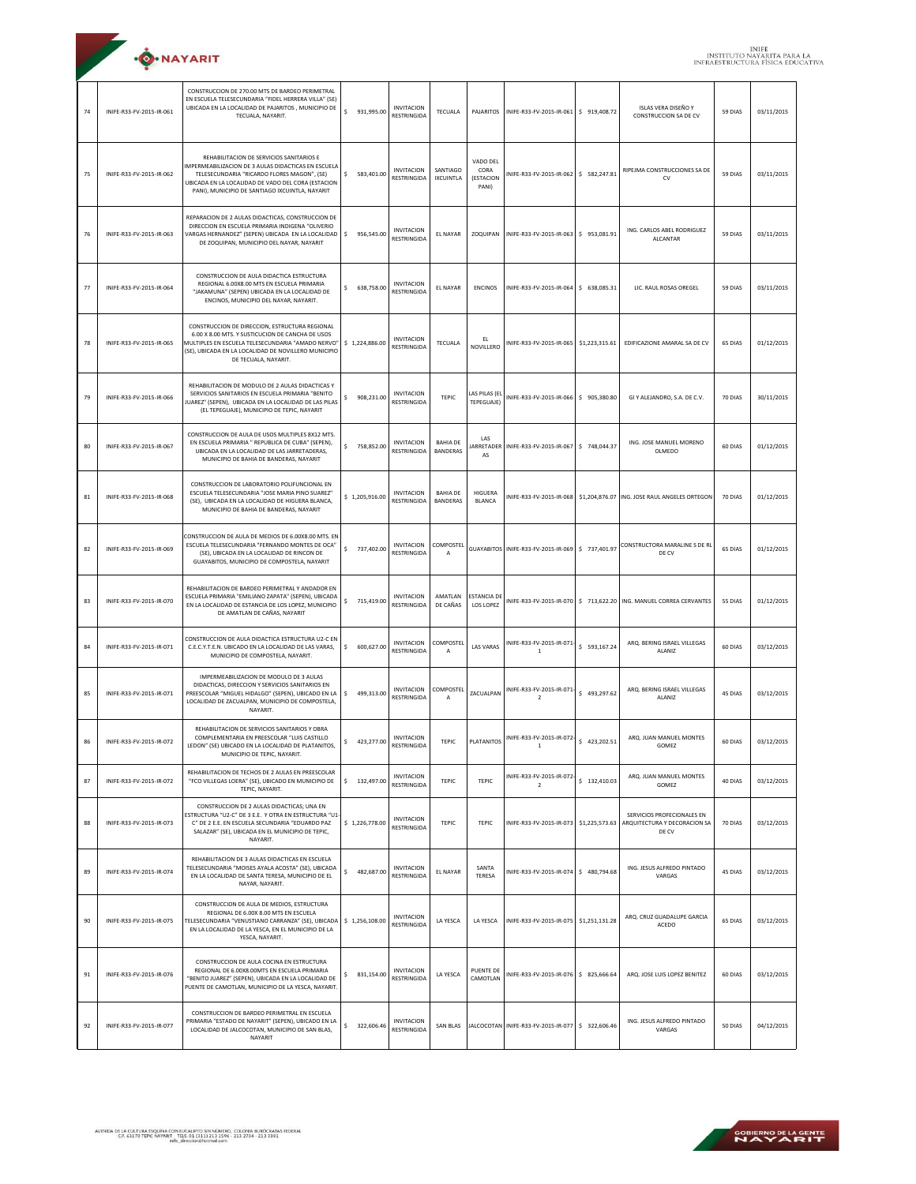| 74 | INIFE-R33-FV-2015-IR-061 | CONSTRUCCION DE 270.00 MTS DE BARDEO PERIMETRAL EN ESCUELA TELESECUNDARIA "FIDEL HERRERA VILLA" (SE) UBICADA EN LA LOCALIDAD DE PAJARITOS , MUNICIPIO DE TECUALA, NAYARIT. | $ 931,995.00 | INVITACION RESTRINGIDA | TECUALA | PAJARITOS | INIFE-R33-FV-2015-IR-061 | $ 919,408.72 | ISLAS VERA DISEÑO Y CONSTRUCCION SA DE CV | 59 DIAS | 03/11/2015 |
|---|---|---|---|---|---|---|---|---|---|---|---|
| 75 | INIFE-R33-FV-2015-IR-062 | REHABILITACION DE SERVICIOS SANITARIOS E IMPERMEABILIZACION DE 3 AULAS DIDACTICAS EN ESCUELA TELESECUNDARIA "RICARDO FLORES MAGON", (SE) UBICADA EN LA LOCALIDAD DE VADO DEL CORA (ESTACION PANI), MUNICIPIO DE SANTIAGO IXCUINTLA, NAYARIT | $ 583,401.00 | INVITACION RESTRINGIDA | SANTIAGO IXCUINTLA | VADO DEL CORA (ESTACION PANI) | INIFE-R33-FV-2015-IR-062 | $ 582,247.81 | RIPEJMA CONSTRUCCIONES SA DE CV | 59 DIAS | 03/11/2015 |
| 76 | INIFE-R33-FV-2015-IR-063 | REPARACION DE 2 AULAS DIDACTICAS, CONSTRUCCION DE DIRECCION EN ESCUELA PRIMARIA INDIGENA "OLIVERIO VARGAS HERNANDEZ" (SEPEN) UBICADA EN LA LOCALIDAD DE ZOQUIPAN, MUNICIPIO DEL NAYAR, NAYARIT | $ 956,545.00 | INVITACION RESTRINGIDA | EL NAYAR | ZOQUIPAN | INIFE-R33-FV-2015-IR-063 | $ 953,081.91 | ING. CARLOS ABEL RODRIGUEZ ALCANTAR | 59 DIAS | 03/11/2015 |
| 77 | INIFE-R33-FV-2015-IR-064 | CONSTRUCCION DE AULA DIDACTICA ESTRUCTURA REGIONAL 6.00X8.00 MTS EN ESCUELA PRIMARIA "JAKAMUNA" (SEPEN) UBICADA EN LA LOCALIDAD DE ENCINOS, MUNICIPIO DEL NAYAR, NAYARIT. | $ 638,758.00 | INVITACION RESTRINGIDA | EL NAYAR | ENCINOS | INIFE-R33-FV-2015-IR-064 | $ 638,085.31 | LIC. RAUL ROSAS OREGEL | 59 DIAS | 03/11/2015 |
| 78 | INIFE-R33-FV-2015-IR-065 | CONSTRUCCION DE DIRECCION, ESTRUCTURA REGIONAL 6.00 X 8.00 MTS. Y SUSTICUCION DE CANCHA DE USOS MULTIPLES EN ESCUELA TELESECUNDARIA "AMADO NERVO" (SE), UBICADA EN LA LOCALIDAD DE NOVILLERO MUNICIPIO DE TECUALA, NAYARIT. | $ 1,224,886.00 | INVITACION RESTRINGIDA | TECUALA | EL NOVILLERO | INIFE-R33-FV-2015-IR-065 | $1,223,315.61 | EDIFICAZIONE AMARAL SA DE CV | 65 DIAS | 01/12/2015 |
| 79 | INIFE-R33-FV-2015-IR-066 | REHABILITACION DE MODULO DE 2 AULAS DIDACTICAS Y SERVICIOS SANITARIOS EN ESCUELA PRIMARIA "BENITO JUAREZ" (SEPEN), UBICADA EN LA LOCALIDAD DE LAS PILAS (EL TEPEGUAJE), MUNICIPIO DE TEPIC, NAYARIT | $ 908,231.00 | INVITACION RESTRINGIDA | TEPIC | LAS PILAS (EL TEPEGUAJE) | INIFE-R33-FV-2015-IR-066 | $ 905,380.80 | GI Y ALEJANDRO, S.A. DE C.V. | 70 DIAS | 30/11/2015 |
| 80 | INIFE-R33-FV-2015-IR-067 | CONSTRUCCION DE AULA DE USOS MULTIPLES 8X12 MTS. EN ESCUELA PRIMARIA " REPUBLICA DE CUBA" (SEPEN), UBICADA EN LA LOCALIDAD DE LAS JARRETADERAS, MUNICIPIO DE BAHIA DE BANDERAS, NAYARIT | $ 758,852.00 | INVITACION RESTRINGIDA | BAHIA DE BANDERAS | LAS JARRETADERAS | INIFE-R33-FV-2015-IR-067 | $ 748,044.37 | ING. JOSE MANUEL MORENO OLMEDO | 60 DIAS | 01/12/2015 |
| 81 | INIFE-R33-FV-2015-IR-068 | CONSTRUCCION DE LABORATORIO POLIFUNCIONAL EN ESCUELA TELESECUNDARIA "JOSE MARIA PINO SUAREZ" (SE), UBICADA EN LA LOCALIDAD DE HIGUERA BLANCA, MUNICIPIO DE BAHIA DE BANDERAS, NAYARIT | $ 1,205,916.00 | INVITACION RESTRINGIDA | BAHIA DE BANDERAS | HIGUERA BLANCA | INIFE-R33-FV-2015-IR-068 | $1,204,876.07 | ING. JOSE RAUL ANGELES ORTEGON | 70 DIAS | 01/12/2015 |
| 82 | INIFE-R33-FV-2015-IR-069 | CONSTRUCCION DE AULA DE MEDIOS DE 6.00X8.00 MTS. EN ESCUELA TELESECUNDARIA "FERNANDO MONTES DE OCA" (SE), UBICADA EN LA LOCALIDAD DE RINCON DE GUAYABITOS, MUNICIPIO DE COMPOSTELA, NAYARIT | $ 737,402.00 | INVITACION RESTRINGIDA | COMPOSTELA | GUAYABITOS | INIFE-R33-FV-2015-IR-069 | $ 737,401.97 | CONSTRUCTORA MARALINE S DE RL DE CV | 65 DIAS | 01/12/2015 |
| 83 | INIFE-R33-FV-2015-IR-070 | REHABILITACION DE BARDEO PERIMETRAL Y ANDADOR EN ESCUELA PRIMARIA "EMILIANO ZAPATA" (SEPEN), UBICADA EN LA LOCALIDAD DE ESTANCIA DE LOS LOPEZ, MUNICIPIO DE AMATLAN DE CAÑAS, NAYARIT | $ 715,419.00 | INVITACION RESTRINGIDA | AMATLAN DE CAÑAS | ESTANCIA DE LOS LOPEZ | INIFE-R33-FV-2015-IR-070 | $ 713,622.20 | ING. MANUEL CORREA CERVANTES | 55 DIAS | 01/12/2015 |
| 84 | INIFE-R33-FV-2015-IR-071 | CONSTRUCCION DE AULA DIDACTICA ESTRUCTURA U2-C EN C.E.C.Y.T.E.N. UBICADO EN LA LOCALIDAD DE LAS VARAS, MUNICIPIO DE COMPOSTELA, NAYARIT. | $ 600,627.00 | INVITACION RESTRINGIDA | COMPOSTELA | LAS VARAS | INIFE-R33-FV-2015-IR-071-1 | $ 593,167.24 | ARQ. BERING ISRAEL VILLEGAS ALANIZ | 60 DIAS | 03/12/2015 |
| 85 | INIFE-R33-FV-2015-IR-071 | IMPERMEABILIZACION DE MODULO DE 3 AULAS DIDACTICAS, DIRECCION Y SERVICIOS SANITARIOS EN PREESCOLAR "MIGUEL HIDALGO" (SEPEN), UBICADO EN LA LOCALIDAD DE ZACUALPAN, MUNICIPIO DE COMPOSTELA, NAYARIT. | $ 499,313.00 | INVITACION RESTRINGIDA | COMPOSTELA | ZACUALPAN | INIFE-R33-FV-2015-IR-071-2 | $ 493,297.62 | ARQ. BERING ISRAEL VILLEGAS ALANIZ | 45 DIAS | 03/12/2015 |
| 86 | INIFE-R33-FV-2015-IR-072 | REHABILITACION DE SERVICIOS SANITARIOS Y OBRA COMPLEMENTARIA EN PREESCOLAR "LUIS CASTILLO LEDON" (SE) UBICADO EN LA LOCALIDAD DE PLATANITOS, MUNICIPIO DE TEPIC, NAYARIT. | $ 423,277.00 | INVITACION RESTRINGIDA | TEPIC | PLATANITOS | INIFE-R33-FV-2015-IR-072-1 | $ 423,202.51 | ARQ. JUAN MANUEL MONTES GOMEZ | 60 DIAS | 03/12/2015 |
| 87 | INIFE-R33-FV-2015-IR-072 | REHABILITACION DE TECHOS DE 2 AULAS EN PREESCOLAR "FCO VILLEGAS LOERA" (SE), UBICADO EN MUNICIPIO DE TEPIC, NAYARIT. | $ 132,497.00 | INVITACION RESTRINGIDA | TEPIC | TEPIC | INIFE-R33-FV-2015-IR-072-2 | $ 132,410.03 | ARQ. JUAN MANUEL MONTES GOMEZ | 40 DIAS | 03/12/2015 |
| 88 | INIFE-R33-FV-2015-IR-073 | CONSTRUCCION DE 2 AULAS DIDACTICAS; UNA EN ESTRUCTURA "U2-C" DE 3 E.E. Y OTRA EN ESTRUCTURA "U1-C" DE 2 E.E. EN ESCUELA SECUNDARIA "EDUARDO PAZ SALAZAR" (SE), UBICADA EN EL MUNICIPIO DE TEPIC, NAYARIT. | $ 1,226,778.00 | INVITACION RESTRINGIDA | TEPIC | TEPIC | INIFE-R33-FV-2015-IR-073 | $1,225,573.63 | SERVICIOS PROFECIONALES EN ARQUITECTURA Y DECORACION SA DE CV | 70 DIAS | 03/12/2015 |
| 89 | INIFE-R33-FV-2015-IR-074 | REHABILITACION DE 3 AULAS DIDACTICAS EN ESCUELA TELESECUNDARIA "MOISES AYALA ACOSTA" (SE), UBICADA EN LA LOCALIDAD DE SANTA TERESA, MUNICIPIO DE EL NAYAR, NAYARIT. | $ 482,687.00 | INVITACION RESTRINGIDA | EL NAYAR | SANTA TERESA | INIFE-R33-FV-2015-IR-074 | $ 480,794.68 | ING. JESUS ALFREDO PINTADO VARGAS | 45 DIAS | 03/12/2015 |
| 90 | INIFE-R33-FV-2015-IR-075 | CONSTRUCCION DE AULA DE MEDIOS, ESTRUCTURA REGIONAL DE 6.00X 8.00 MTS EN ESCUELA TELESECUNDARIA "VENUSTIANO CARRANZA" (SE), UBICADA EN LA LOCALIDAD DE LA YESCA, EN EL MUNICIPIO DE LA YESCA, NAYARIT. | $ 1,256,108.00 | INVITACION RESTRINGIDA | LA YESCA | LA YESCA | INIFE-R33-FV-2015-IR-075 | $1,251,131.28 | ARQ. CRUZ GUADALUPE GARCIA ACEDO | 65 DIAS | 03/12/2015 |
| 91 | INIFE-R33-FV-2015-IR-076 | CONSTRUCCION DE AULA COCINA EN ESTRUCTURA REGIONAL DE 6.00X8.00MTS EN ESCUELA PRIMARIA "BENITO JUAREZ" (SEPEN), UBICADA EN LA LOCALIDAD DE PUENTE DE CAMOTLAN, MUNICIPIO DE LA YESCA, NAYARIT. | $ 831,154.00 | INVITACION RESTRINGIDA | LA YESCA | PUENTE DE CAMOTLAN | INIFE-R33-FV-2015-IR-076 | $ 825,666.64 | ARQ. JOSE LUIS LOPEZ BENITEZ | 60 DIAS | 03/12/2015 |
| 92 | INIFE-R33-FV-2015-IR-077 | CONSTRUCCION DE BARDEO PERIMETRAL EN ESCUELA PRIMARIA "ESTADO DE NAYARIT" (SEPEN), UBICADO EN LA LOCALIDAD DE JALCOCOTAN, MUNICIPIO DE SAN BLAS, NAYARIT | $ 322,606.46 | INVITACION RESTRINGIDA | SAN BLAS | JALCOCOTAN | INIFE-R33-FV-2015-IR-077 | $ 322,606.46 | ING. JESUS ALFREDO PINTADO VARGAS | 50 DIAS | 04/12/2015 |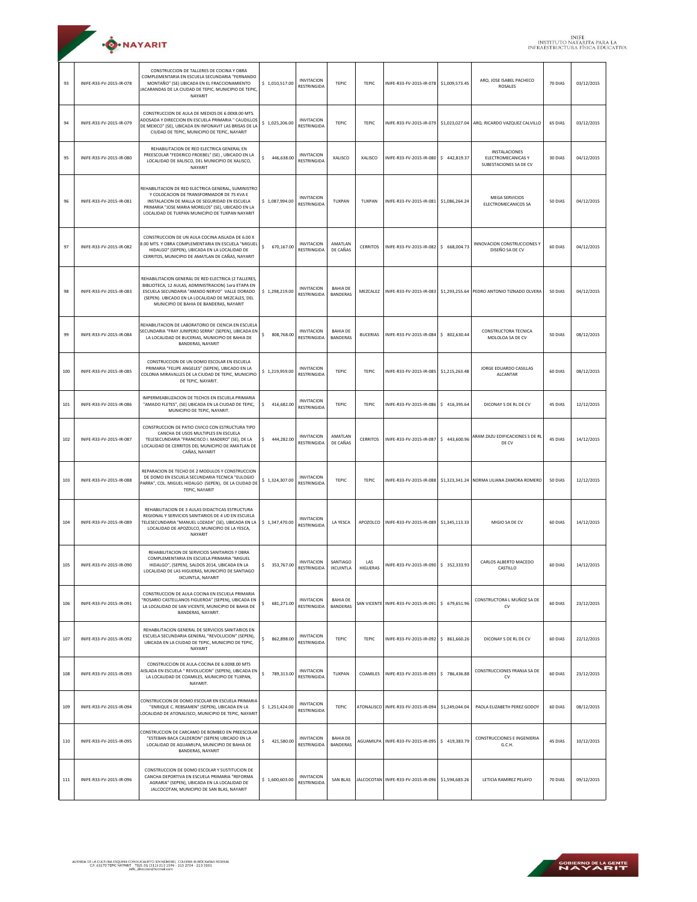| 93 | INIFE-R33-FV-2015-IR-078 | CONSTRUCCION DE TALLERES DE COCINA Y OBRA COMPLEMENTARIA EN ESCUELA SECUNDARIA "FERNANDO MONTAÑO" (SE) UBICADA EN EL FRACCIONAMIENTO JACARANDAS DE LA CIUDAD DE TEPIC, MUNICIPIO DE TEPIC, NAYARIT | $ 1,010,517.00 | INVITACION RESTRINGIDA | TEPIC | TEPIC | INIFE-R33-FV-2015-IR-078 | $1,009,573.45 | ARQ. JOSE ISABEL PACHECO ROSALES | 70 DIAS | 03/12/2015 |
|---|---|---|---|---|---|---|---|---|---|---|---|
| 94 | INIFE-R33-FV-2015-IR-079 | CONSTRUCCION DE AULA DE MEDIOS DE 6.00X8.00 MTS. ADOSADA Y DIRECCION EN ESCUELA PRIMARIA " CAUDILLOS DE MEXICO" (SE), UBICADA EN INFONAVIT LAS BRISAS DE LA CIUDAD DE TEPIC, MUNICIPIO DE TEPIC, NAYARIT | $ 1,025,206.00 | INVITACION RESTRINGIDA | TEPIC | TEPIC | INIFE-R33-FV-2015-IR-079 | $1,023,027.04 | ARQ. RICARDO VAZQUEZ CALVILLO | 65 DIAS | 03/12/2015 |
| 95 | INIFE-R33-FV-2015-IR-080 | REHABILITACION DE RED ELECTRICA GENERAL EN PREESCOLAR "FEDERICO FROEBEL" (SE) , UBICADO EN LA LOCALIDAD DE XALISCO, DEL MUNICIPIO DE XALISCO, NAYARIT | $ 446,638.00 | INVITACION RESTRINGIDA | XALISCO | XALISCO | INIFE-R33-FV-2015-IR-080 | $ 442,819.37 | INSTALACIONES ELECTROMECANICAS Y SUBESTACIONES SA DE CV | 30 DIAS | 04/12/2015 |
| 96 | INIFE-R33-FV-2015-IR-081 | REHABILITACION DE RED ELECTRICA GENERAL, SUMINISTRO Y COLOCACION DE TRANSFORMADOR DE 75 KVA E INSTALACION DE MALLA DE SEGURIDAD EN ESCUELA PRIMARIA "JOSE MARIA MORELOS" (SE), UBICADO EN LA LOCALIDAD DE TUXPAN MUNICIPIO DE TUXPAN NAYARIT | $ 1,087,994.00 | INVITACION RESTRINGIDA | TUXPAN | TUXPAN | INIFE-R33-FV-2015-IR-081 | $1,086,264.24 | MEGA SERVICIOS ELECTROMECANICOS SA | 50 DIAS | 04/12/2015 |
| 97 | INIFE-R33-FV-2015-IR-082 | CONSTRUCCION DE UN AULA COCINA AISLADA DE 6.00 X 8.00 MTS. Y OBRA COMPLEMENTARIA EN ESCUELA "MIGUEL HIDALGO" (SEPEN), UBICADA EN LA LOCALIDAD DE CERRITOS, MUNICIPIO DE AMATLAN DE CAÑAS, NAYARIT | $ 670,167.00 | INVITACION RESTRINGIDA | AMATLAN DE CAÑAS | CERRITOS | INIFE-R33-FV-2015-IR-082 | $ 668,004.73 | INNOVACION CONSTRUCCIONES Y DISEÑO SA DE CV | 60 DIAS | 04/12/2015 |
| 98 | INIFE-R33-FV-2015-IR-083 | REHABILITACION GENERAL DE RED ELECTRICA (2 TALLERES, BIBLIOTECA, 12 AULAS, ADMINISTRACION) 1era ETAPA EN ESCUELA SECUNDARIA "AMADO NERVO" VALLE DORADO (SEPEN). UBICADO EN LA LOCALIDAD DE MEZCALES, DEL MUNICIPIO DE BAHIA DE BANDERAS, NAYARIT | $ 1,298,219.00 | INVITACION RESTRINGIDA | BAHIA DE BANDERAS | MEZCALEZ | INIFE-R33-FV-2015-IR-083 | $1,293,255.64 | PEDRO ANTONIO TIZNADO OLVERA | 50 DIAS | 04/12/2015 |
| 99 | INIFE-R33-FV-2015-IR-084 | REHABILITACION DE LABORATORIO DE CIENCIA EN ESCUELA SECUNDARIA "FRAY JUNIPERO SERRA" (SEPEN), UBICADA EN LA LOCALIDAD DE BUCERIAS, MUNICIPIO DE BAHIA DE BANDERAS, NAYARIT | $ 808,768.00 | INVITACION RESTRINGIDA | BAHIA DE BANDERAS | BUCERIAS | INIFE-R33-FV-2015-IR-084 | $ 802,630.44 | CONSTRUCTORA TECNICA MOLOLOA SA DE CV | 50 DIAS | 08/12/2015 |
| 100 | INIFE-R33-FV-2015-IR-085 | CONSTRUCCION DE UN DOMO ESCOLAR EN ESCUELA PRIMARIA "FELIPE ANGELES" (SEPEN), UBICADO EN LA COLONIA MIRAVALLES DE LA CIUDAD DE TEPIC, MUNICIPIO DE TEPIC, NAYARIT. | $ 1,219,959.00 | INVITACION RESTRINGIDA | TEPIC | TEPIC | INIFE-R33-FV-2015-IR-085 | $1,215,263.48 | JORGE EDUARDO CASILLAS ALCANTAR | 60 DIAS | 08/12/2015 |
| 101 | INIFE-R33-FV-2015-IR-086 | IMPERMEABILIZACION DE TECHOS EN ESCUELA PRIMARIA "AMADO FLETES", (SE) UBICADA EN LA CIUDAD DE TEPIC, MUNICIPIO DE TEPIC, NAYARIT. | $ 416,682.00 | INVITACION RESTRINGIDA | TEPIC | TEPIC | INIFE-R33-FV-2015-IR-086 | $ 416,395.64 | DICONAY S DE RL DE CV | 45 DIAS | 12/12/2015 |
| 102 | INIFE-R33-FV-2015-IR-087 | CONSTRUCCION DE PATIO CIVICO CON ESTRUCTURA TIPO CANCHA DE USOS MULTIPLES EN ESCUELA TELESECUNDARIA "FRANCISCO I. MADERO" (SE), DE LA LOCALIDAD DE CERRITOS DEL MUNICIPIO DE AMATLAN DE CAÑAS, NAYARIT | $ 444,282.00 | INVITACION RESTRINGIDA | AMATLAN DE CAÑAS | CERRITOS | INIFE-R33-FV-2015-IR-087 | $ 443,600.96 | ARAM ZAZU EDIFICACIONES S DE RL DE CV | 45 DIAS | 14/12/2015 |
| 103 | INIFE-R33-FV-2015-IR-088 | REPARACION DE TECHO DE 2 MODULOS Y CONSTRUCCION DE DOMO EN ESCUELA SECUNDARIA TECNICA "EULOGIO PARRA", COL. MIGUEL HIDALGO (SEPEN), DE LA CIUDAD DE TEPIC, NAYARIT | $ 1,324,307.00 | INVITACION RESTRINGIDA | TEPIC | TEPIC | INIFE-R33-FV-2015-IR-088 | $1,323,341.24 | NORMA LILIANA ZAMORA ROMERO | 50 DIAS | 12/12/2015 |
| 104 | INIFE-R33-FV-2015-IR-089 | REHABILITACION DE 3 AULAS DIDACTICAS ESTRUCTURA REGIONAL Y SERVICIOS SANITARIOS DE 4 UD EN ESCUELA TELESECUNDARIA "MANUEL LOZADA" (SE), UBICADA EN LA LOCALIDAD DE APOZOLCO, MUNICIPIO DE LA YESCA, NAYARIT | $ 1,347,470.00 | INVITACION RESTRINGIDA | LA YESCA | APOZOLCO | INIFE-R33-FV-2015-IR-089 | $1,345,113.33 | MIGIO SA DE CV | 60 DIAS | 14/12/2015 |
| 105 | INIFE-R33-FV-2015-IR-090 | REHABILITACION DE SERVICIOS SANITARIOS Y OBRA COMPLEMENTARIA EN ESCUELA PRIMARIA "MIGUEL HIDALGO", (SEPEN), SALDOS 2014, UBICADA EN LA LOCALIDAD DE LAS HIGUERAS, MUNICIPIO DE SANTIAGO IXCUINTLA, NAYARIT | $ 353,767.00 | INVITACION RESTRINGIDA | SANTIAGO IXCUINTLA | LAS HIGUERAS | INIFE-R33-FV-2015-IR-090 | $ 352,333.93 | CARLOS ALBERTO MACEDO CASTILLO | 60 DIAS | 14/12/2015 |
| 106 | INIFE-R33-FV-2015-IR-091 | CONSTRUCCION DE AULA COCINA EN ESCUELA PRIMARIA "ROSARIO CASTELLANOS FIGUEROA" (SEPEN), UBICADA EN LA LOCALIDAD DE SAN VICENTE, MUNICIPIO DE BAHIA DE BANDERAS, NAYARIT. | $ 681,271.00 | INVITACION RESTRINGIDA | BAHIA DE BANDERAS | SAN VICENTE | INIFE-R33-FV-2015-IR-091 | $ 679,651.96 | CONSTRUCTORA L MUÑOZ SA DE CV | 60 DIAS | 23/12/2015 |
| 107 | INIFE-R33-FV-2015-IR-092 | REHABILITACION GENERAL DE SERVICIOS SANITARIOS EN ESCUELA SECUNDARIA GENERAL "REVOLUCION" (SEPEN), UBICADA EN LA CIUDAD DE TEPIC, MUNICIPIO DE TEPIC, NAYARIT | $ 862,898.00 | INVITACION RESTRINGIDA | TEPIC | TEPIC | INIFE-R33-FV-2015-IR-092 | $ 861,660.26 | DICONAY S DE RL DE CV | 60 DIAS | 22/12/2015 |
| 108 | INIFE-R33-FV-2015-IR-093 | CONSTRUCCION DE AULA-COCINA DE 6.00X8.00 MTS AISLADA EN ESCUELA " REVOLUCION" (SEPEN), UBICADA EN LA LOCALIDAD DE COAMILES, MUNICIPIO DE TUXPAN, NAYARIT. | $ 789,313.00 | INVITACION RESTRINGIDA | TUXPAN | COAMILES | INIFE-R33-FV-2015-IR-093 | $ 786,436.88 | CONSTRUCCIONES FRANJA SA DE CV | 60 DIAS | 23/12/2015 |
| 109 | INIFE-R33-FV-2015-IR-094 | CONSTRUCCION DE DOMO ESCOLAR EN ESCUELA PRIMARIA "ENRIQUE C. REBSAMEN" (SEPEN), UBICADA EN LA LOCALIDAD DE ATONALISCO, MUNICIPIO DE TEPIC, NAYARIT | $ 1,251,424.00 | INVITACION RESTRINGIDA | TEPIC | ATONALISCO | INIFE-R33-FV-2015-IR-094 | $1,249,044.04 | PAOLA ELIZABETH PEREZ GODOY | 60 DIAS | 08/12/2015 |
| 110 | INIFE-R33-FV-2015-IR-095 | CONSTRUCCION DE CARCAMO DE BOMBEO EN PREESCOLAR "ESTEBAN BACA CALDERON" (SEPEN) UBICADO EN LA LOCALIDAD DE AGUAMILPA, MUNICIPIO DE BAHIA DE BANDERAS, NAYARIT | $ 421,580.00 | INVITACION RESTRINGIDA | BAHIA DE BANDERAS | AGUAMILPA | INIFE-R33-FV-2015-IR-095 | $ 419,383.79 | CONSTRUCCIONES E INGENIERIA G.C.H. | 45 DIAS | 10/12/2015 |
| 111 | INIFE-R33-FV-2015-IR-096 | CONSTRUCCION DE DOMO ESCOLAR Y SUSTITUCION DE CANCHA DEPORTIVA EN ESCUELA PRIMARIA "REFORMA AGRARIA" (SEPEN), UBICADA EN LA LOCALIDAD DE JALCOCOTAN, MUNICIPIO DE SAN BLAS, NAYARIT | $ 1,600,603.00 | INVITACION RESTRINGIDA | SAN BLAS | JALCOCOTAN | INIFE-R33-FV-2015-IR-096 | $1,594,683.26 | LETICIA RAMIREZ PELAYO | 70 DIAS | 09/12/2015 |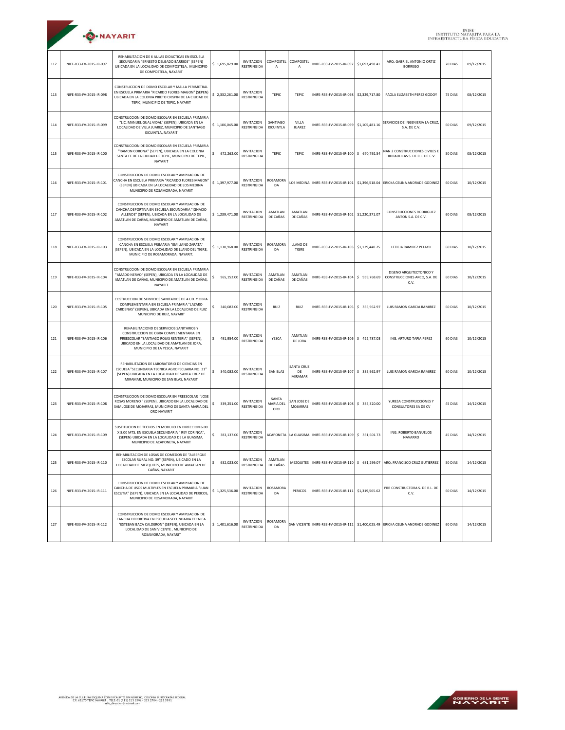| 112 | INIFE-R33-FV-2015-IR-097 | REHABILITACION DE 6 AULAS DIDACTICAS EN ESCUELA SECUNDARIA "ERNESTO DELGADO BARRIOS" (SEPEN) UBICADA EN LA LOCALIDAD DE COMPOSTELA, MUNICIPIO DE COMPOSTELA, NAYARIT | $ 1,695,829.00 | INVITACION RESTRINGIDA | COMPOSTELA | COMPOSTELA | INIFE-R33-FV-2015-IR-097 | $1,693,498.41 | ARQ. GABRIEL ANTONIO ORTIZ BORREGO | 70 DIAS | 09/12/2015 |
|---|---|---|---|---|---|---|---|---|---|---|---|
| 113 | INIFE-R33-FV-2015-IR-098 | CONSTRUCCION DE DOMO ESCOLAR Y MALLA PERIMETRAL EN ESCUELA PRIMARIA "RICARDO FLORES MAGON" (SEPEN) UBICADA EN LA COLONIA PRIETO CRISPIN DE LA CIUDAD DE TEPIC, MUNICIPIO DE TEPIC, NAYARIT | $ 2,332,261.00 | INVITACION RESTRINGIDA | TEPIC | TEPIC | INIFE-R33-FV-2015-IR-098 | $2,329,717.80 | PAOLA ELIZABETH PEREZ GODOY | 75 DIAS | 08/12/2015 |
| 114 | INIFE-R33-FV-2015-IR-099 | CONSTRUCCION DE DOMO ESCOLAR EN ESCUELA PRIMARIA "LIC. MANUEL GUAL VIDAL" (SEPEN), UBICADA EN LA LOCALIDAD DE VILLA JUAREZ, MUNICIPIO DE SANTIAGO IXCUINTLA, NAYARIT | $ 1,106,045.00 | INVITACION RESTRINGIDA | SANTIAGO IXCUINTLA | VILLA JUAREZ | INIFE-R33-FV-2015-IR-099 | $1,105,481.16 | SERVICIOS DE INGENIERIA LA CRUZ, S.A. DE C.V. | 60 DIAS | 09/12/2015 |
| 115 | INIFE-R33-FV-2015-IR-100 | CONSTRUCCION DE DOMO ESCOLAR EN ESCUELA PRIMARIA "RAMON CORONA" (SEPEN), UBICADA EN LA COLONIA SANTA FE DE LA CIUDAD DE TEPIC, MUNICIPIO DE TEPIC, NAYARIT | $ 672,262.00 | INVITACION RESTRINGIDA | TEPIC | TEPIC | INIFE-R33-FV-2015-IR-100 | $ 670,792.54 | NAN 2 CONSTRUCCIONES CIVILES E HIDRAULICAS S. DE R.L. DE C.V. | 50 DIAS | 08/12/2015 |
| 116 | INIFE-R33-FV-2015-IR-101 | CONSTRUCCION DE DOMO ESCOLAR Y AMPLIACION DE CANCHA EN ESCUELA PRIMARIA "RICARDO FLORES MAGON" (SEPEN) UBICADA EN LA LOCALIDAD DE LOS MEDINA MUNICIPIO DE ROSAMORADA, NAYARIT | $ 1,397,977.00 | INVITACION RESTRINGIDA | ROSAMORADA | LOS MEDINA | INIFE-R33-FV-2015-IR-101 | $1,396,518.04 | ERICKA CELINA ANDRADE GODINEZ | 60 DIAS | 10/12/2015 |
| 117 | INIFE-R33-FV-2015-IR-102 | CONSTRUCCION DE DOMO ESCOLAR Y AMPLIACION DE CANCHA DEPORTIVA EN ESCUELA SECUNDARIA "IGNACIO ALLENDE" (SEPEN), UBICADA EN LA LOCALIDAD DE AMATLAN DE CAÑAS, MUNICIPIO DE AMATLAN DE CAÑAS, NAYARIT | $ 1,239,471.00 | INVITACION RESTRINGIDA | AMATLAN DE CAÑAS | AMATLAN DE CAÑAS | INIFE-R33-FV-2015-IR-102 | $1,220,371.07 | CONSTRUCCIONES RODRIGUEZ ANTON S.A. DE C.V. | 60 DIAS | 08/12/2015 |
| 118 | INIFE-R33-FV-2015-IR-103 | CONSTRUCCION DE DOMO ESCOLAR Y AMPLIACION DE CANCHA EN ESCUELA PRIMARIA "EMILIANO ZAPATA" (SEPEN), UBICADA EN LA LOCALIDAD DE LLANO DEL TIGRE, MUNICIPIO DE ROSAMORADA, NAYARIT. | $ 1,130,968.00 | INVITACION RESTRINGIDA | ROSAMORADA | LLANO DE TIGRE | INIFE-R33-FV-2015-IR-103 | $1,129,440.25 | LETICIA RAMIREZ PELAYO | 60 DIAS | 10/12/2015 |
| 119 | INIFE-R33-FV-2015-IR-104 | CONSTRUCCION DE DOMO ESCOLAR EN ESCUELA PRIMARIA "AMADO NERVO" (SEPEN), UBICADA EN LA LOCALIDAD DE AMATLAN DE CAÑAS, MUNICIPIO DE AMATLAN DE CAÑAS, NAYARIT | $ 965,152.00 | INVITACION RESTRINGIDA | AMATLAN DE CAÑAS | AMATLAN DE CAÑAS | INIFE-R33-FV-2015-IR-104 | $ 959,768.69 | DISENO ARQUITECTONICO Y CONSTRUCCIONES ARCO, S.A. DE C.V. | 60 DIAS | 10/12/2015 |
| 120 | INIFE-R33-FV-2015-IR-105 | COSTRUCCION DE SERVICIOS SANITARIOS DE 4 UD. Y OBRA COMPLEMENTARIA EN ESCUELA PRIMARIA "LAZARO CARDENAS" (SEPEN), UBICADA EN LA LOCALIDAD DE RUIZ MUNICIPIO DE RUIZ, NAYARIT | $ 340,082.00 | INVITACION RESTRINGIDA | RUIZ | RUIZ | INIFE-R33-FV-2015-IR-105 | $ 335,962.97 | LUIS RAMON GARCIA RAMIREZ | 60 DIAS | 10/12/2015 |
| 121 | INIFE-R33-FV-2015-IR-106 | REHABILITACIOND DE SERVICIOS SANITARIOS Y CONSTRUCCION DE OBRA COMPLEMENTARIA EN PREESCOLAR "SANTIAGO ROJAS RENTERIA" (SEPEN), UBICADO EN LA LOCALIDAD DE AMATLAN DE JORA, MUNICIPIO DE LA YESCA, NAYARIT | $ 491,954.00 | INVITACION RESTRINGIDA | YESCA | AMATLAN DE JORA | INIFE-R33-FV-2015-IR-106 | $ 422,787.03 | ING. ARTURO TAPIA PEREZ | 60 DIAS | 10/12/2015 |
| 122 | INIFE-R33-FV-2015-IR-107 | REHABILITACION DE LABORATORIO DE CIENCIAS EN ESCUELA "SECUNDARIA TECNICA AGROPECUARIA NO. 31" (SEPEN) UBICADA EN LA LOCALIDAD DE SANTA CRUZ DE MIRAMAR, MUNICIPIO DE SAN BLAS, NAYARIT | $ 340,082.00 | INVITACION RESTRINGIDA | SAN BLAS | SANTA CRUZ DE MIRAMAR | INIFE-R33-FV-2015-IR-107 | $ 335,962.97 | LUIS RAMON GARCIA RAMIREZ | 60 DIAS | 10/12/2015 |
| 123 | INIFE-R33-FV-2015-IR-108 | CONSTRUCCION DE DOMO ESCOLAR EN PREESCOLAR "JOSE ROSAS MORENO " (SEPEN), UBICADO EN LA LOCALIDAD DE SAM JOSE DE MOJARRAS, MUNICIPIO DE SANTA MARIA DEL ORO NAYARIT | $ 339,251.00 | INVITACION RESTRINGIDA | SANTA MARIA DEL ORO | SAN JOSE DE MOJARRAS | INIFE-R33-FV-2015-IR-108 | $ 335,320.00 | YURESA CONSTRUCCIONES Y CONSULTORES SA DE CV | 45 DIAS | 14/12/2015 |
| 124 | INIFE-R33-FV-2015-IR-109 | SUSTITUCION DE TECHOS EN MODULO EN DIRECCION 6.00 X 8.00 MTS. EN ESCUELA SECUNDARIA " REY CORINCA", (SEPEN) UBICADA EN LA LOCALIDAD DE LA GUASIMA, MUNICIPIO DE ACAPONETA, NAYARIT | $ 383,137.00 | INVITACION RESTRINGIDA | ACAPONETA | LA GUASIMA | INIFE-R33-FV-2015-IR-109 | $ 331,601.73 | ING. ROBERTO BANUELOS NAVARRO | 45 DIAS | 14/12/2015 |
| 125 | INIFE-R33-FV-2015-IR-110 | REHABILITACION DE LOSAS DE COMEDOR DE "ALBERGUE ESCOLAR RURAL NO. 39" (SEPEN), UBICADO EN LA LOCALIDAD DE MEZQUITES, MUNICIPIO DE AMATLAN DE CAÑAS, NAYARIT | $ 632,023.00 | INVITACION RESTRINGIDA | AMATLAN DE CAÑAS | MEZQUITES | INIFE-R33-FV-2015-IR-110 | $ 631,299.07 | ARQ. FRANCISCO CRUZ GUTIERREZ | 50 DIAS | 14/12/2015 |
| 126 | INIFE-R33-FV-2015-IR-111 | CONSTRUCCION DE DOMO ESCOLAR Y AMPLIACION DE CANCHA DE USOS MULTIPLES EN ESCUELA PRIMARIA "JUAN ESCUTIA" (SEPEN), UBICADA EN LA LOCALIDAD DE PERICOS, MUNICIPIO DE ROSAMORADA, NAYARIT | $ 1,325,536.00 | INVITACION RESTRINGIDA | ROSAMORADA | PERICOS | INIFE-R33-FV-2015-IR-111 | $1,319,565.62 | PRR CONSTRUCTORA S. DE R.L. DE C.V. | 60 DIAS | 14/12/2015 |
| 127 | INIFE-R33-FV-2015-IR-112 | CONSTRUCCION DE DOMO ESCOLAR Y AMPLIACION DE CANCHA DEPORTIVA EN ESCUELA SECUNDARIA TECNICA "ESTEBAN BACA CALDERON" (SEPEN), UBICADA EN LA LOCALIDAD DE SAN VICENTE , MUNICIPIO DE ROSAMORADA, NAYARIT | $ 1,401,616.00 | INVITACION RESTRINGIDA | ROSAMORADA | SAN VICENTE | INIFE-R33-FV-2015-IR-112 | $1,400,025.49 | ERICKA CELINA ANDRADE GODINEZ | 60 DIAS | 14/12/2015 |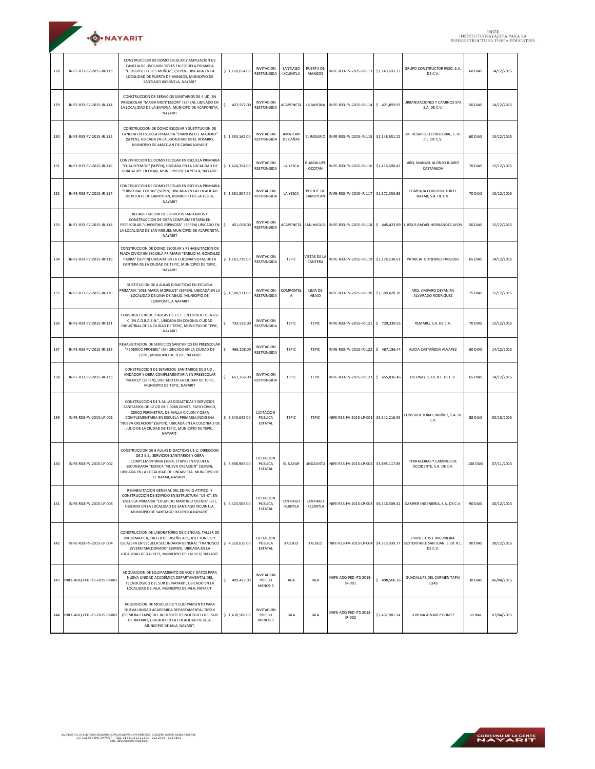| | | | | | | | | | | | |
|---|---|---|---|---|---|---|---|---|---|---|---|
| 128 | INIFE-R33-FV-2015-IR-113 | CONSTRUCCION DE DOMO ESCOLAR Y AMPLIACION DE CANCHA DE USOS MULTIPLES EN ESCUELA PRIMARIA "GILBERTO FLORES MUÑOZ", (SEPEN) UBICADA EN LA LOCALIDAD DE PUERTA DE MANGOS, MUNICIPIO DE SANTIAGO IXCUINTLA, NAYARIT | $ 1,160,654.00 | INVITACION RESTRINGIDA | SANTIAGO IXCUINTLA | PUERTA DE MANGOS | INIFE-R33-FV-2015-IR-113 | $1,143,693.23 | GRUPO CONSTRUCTOR RESO, S.A. DE C.V. | 60 DIAS | 14/12/2015 |
| 129 | INIFE-R33-FV-2015-IR-114 | CONSTRUCCION DE SERVICIOS SANITARIOS DE 4 UD. EN PREESCOLAR "MARIA MONTESSORI" (SEPEN), UBICADO EN LA LOCALIDAD DE LA BAYONA, MUNICIPIO DE ACAPONETA, NAYARIT | $ 422,972.00 | INVITACION RESTRINGIDA | ACAPONETA | LA BAYONA | INIFE-R33-FV-2015-IR-114 | $ 421,859.91 | URBANIZACIONES Y CAMINOS STA S.A. DE C.V. | 50 DIAS | 14/12/2015 |
| 130 | INIFE-R33-FV-2015-IR-115 | CONSTRUCCION DE DOMO ESCOLAR Y SUSTITUCION DE CANCHA EN ESCUELA PRIMARIA "FRANCISCO I. MADERO" (SEPEN), UBICADA EN LA LOCALIDAD DE EL ROSARIO, MUNICIPIO DE AMATLAN DE CAÑAS NAYARIT | $ 1,355,162.00 | INVITACION RESTRINGIDA | AMATLAN DE CAÑAS | EL ROSARIO | INIFE-R33-FV-2015-IR-115 | $1,348,651.22 | SIIC DESARROLLO INTEGRAL, S. DE R.L. DE C.V. | 60 DIAS | 15/12/2015 |
| 131 | INIFE-R33-FV-2015-IR-116 | CONSTRUCCION DE DOMO ESCOLAR EN ESCUELA PRIMARIA "CUAUHTEMOC" (SEPEN) UBICADA EN LA LOCALIDAD DE GUADALUPE OCOTAN, MUNICIPIO DE LA YESCA, NAYARIT. | $ 1,424,354.00 | INVITACION RESTRINGIDA | LA YESCA | GUADALUPE OCOTAN | INIFE-R33-FV-2015-IR-116 | $1,416,690.43 | ARQ. MANUEL ALONSO JUAREZ CASTANEDA | 70 DIAS | 15/12/2015 |
| 132 | INIFE-R33-FV-2015-IR-117 | CONSTRUCCION DE DOMO ESCOLAR EN ESCUELA PRIMARIA "CRISTOBAL COLON" (SEPEN) UBICADA EN LA LOCALIDAD DE PUENTE DE CAMOTLAN, MUNICIPIO DE LA YESCA, NAYARIT | $ 1,381,304.00 | INVITACION RESTRINGIDA | LA YESCA | PUENTE DE CAMOTLAN | INIFE-R33-FV-2015-IR-117 | $1,372,353.88 | COMPA;IA CONSTRUCTOR EL NAYAR, S.A. DE C.V. | 70 DIAS | 15/12/2015 |
| 133 | INIFE-R33-FV-2015-IR-118 | REHABILITACION DE SERVICIOS SANITARIOS Y CONSTRUCCION DE OBRA COMPLEMENTARIA EN PREESCOLAR "JUVENTINO ESPINOZA" (SEPEN) UBICADO EN LA LOCALIDAD DE SAN MIGUEL MUNICIPIO DE ACAPONETA, NAYARIT | $ 451,058.00 | INVITACION RESTRINGIDA | ACAPONETA | SAN MIGUEL | INIFE-R33-FV-2015-IR-118 | $ 445,423.89 | J. JESUS RAFAEL HERNANDEZ AYON | 50 DIAS | 15/12/2015 |
| 134 | INIFE-R33-FV-2015-IR-119 | CONSTRUCCION DE DOMO ESCOLAR Y REHABILITACION DE PLAZA CIVICA EN ESCUELA PRIMARIA "EMILIO M. GONZALEZ PARRA" (SEPEN) UBICADA EN LA COLONIA VISTAS DE LA CANTERA DE LA CIUDAD DE TEPIC, MUNICIPIO DE TEPIC, NAYARIT | $ 1,181,719.00 | INVITACION RESTRINGIDA | TEPIC | VISTAS DE LA CANTERA | INIFE-R33-FV-2015-IR-119 | $1,178,238.61 | PATRICIA GUTIERREZ FREGOSO | 65 DIAS | 14/12/2015 |
| 135 | INIFE-R33-FV-2015-IR-120 | SUSTITUCION DE 4 AULAS DIDACTICAS EN ESCUELA PRIMARIA "JOSE MARIA MORELOS" (SEPEN), UBICADA EN LA LOCALIDAD DE LIMA DE ABAJO, MUNICIPIO DE COMPOSTELA NAYARIT | $ 1,588,931.00 | INVITACION RESTRINGIDA | COMPOSTELA | LIMA DE ABAJO | INIFE-R33-FV-2015-IR-120 | $1,588,428.18 | ARQ. AMPARO DEYANIRA ALVARADO RODRIGUEZ | 75 DIAS | 15/12/2015 |
| 136 | INIFE-R33-FV-2015-IR-121 | CONSTRUCCION DE 2 AULAS DE 2 E.E. EN ESTRUCTURA U2-C, EN C.O.B.A.E.N.", UBICADA EN COLONIA CIUDAD INDUSTRIAL DE LA CIUDAD DE TEPIC, MUNICPIO DE TEPIC, NAYARIT | $ 733,555.00 | INVITACION RESTRINGIDA | TEPIC | TEPIC | INIFE-R33-FV-2015-IR-121 | $ 729,339.55 | REMARQ, S.A. DE C.V. | 70 DIAS | 15/12/2015 |
| 137 | INIFE-R33-FV-2015-IR-122 | REHABILITACION DE SERVICIOS SANITARIOS EN PREESCOLAR "FEDERICO FROEBEL" (SE) UBICADO EN LA CIUDAD DE TEPIC, MUNICIPIO DE TEPIC, NAYARIT | $ 468,208.00 | INVITACION RESTRINGIDA | TEPIC | TEPIC | INIFE-R33-FV-2015-IR-122 | $ 467,186.44 | ALICIA CASTAÑEDA ALVAREZ | 60 DIAS | 14/12/2015 |
| 138 | INIFE-R33-FV-2015-IR-123 | CONSTRUCCION DE SERVICIOS SANITARIOS DE 8 UD , ANDADOR Y OBRA COMPLEMENTARIA EN PREESCOLAR "MEXICO" (SEPEN), UBICADO EN LA CIUDAD DE TEPIC, MUNICIPIO DE TEPIC, NAYARIT | $ 657,766.00 | INVITACION RESTRINGIDA | TEPIC | TEPIC | INIFE-R33-FV-2015-IR-123 | $ 655,836.46 | DICONAY, S. DE R.L. DE C.V. | 65 DIAS | 14/12/2015 |
| 139 | INIFE-R33-FV-2015-LP-001 | CONSTRUCCION DE 3 AULAS DIDACTICAS Y SERVICIOS SANITARIOS DE 12 UD DE 6.00X8.00MTS, PATIO CIVICO, CERCO PERIMETRAL DE MALLA CICLON Y OBRA COMPLEMENTARIA EN ESCUELA PRIMARIA INDIGENA "NUEVA CREACION" (SEPEN), UBICADA EN LA COLONIA 3 DE JULIO DE LA CIUDAD DE TEPIC, MUNICIPIO DE TEPIC, NAYARIT. | $ 3,343,642.00 | LICITACION PUBLICA ESTATAL | TEPIC | TEPIC | INIFE-R33-FV-2015-LP-001 | $3,342,216.55 | CONSTRUCTORA L MUÑOZ, S.A. DE C.V. | 88 DIAS | 03/10/2015 |
| 140 | INIFE-R33-FV-2015-LP-002 | CONSTRUCCION DE 3 AULAS DIDACTICAS U1-C, DIRECCION DE 2 E.E., SERVICIOS SANITARIOS Y OBRA COMPLEMENTARIA (1ERA. ETAPA) EN ESCUELA SECUNDARIA TECNICA "NUEVA CREACION" (SEPEN), UBICADA EN LA LOCALIDAD DE LINDAVISTA, MUNICIPIO DE EL NAYAR, NAYARIT. | $ 3,908,965.00 | LICITACION PUBLICA ESTATAL | EL NAYAR | LINDAVISTA | INIFE-R33-FV-2015-LP-002 | $3,895,117.89 | TERRACERIAS Y CAMINOS DE OCCIDENTE, S.A. DE C.V. | 100 DIAS | 07/11/2015 |
| 141 | INIFE-R33-FV-2015-LP-003 | REHABILITACION GENERAL DEL EDIFICIO ATIPICO Y CONSTRUCCION DE EDIFICIO EN ESTRUCTURA "U3-C", EN ESCUELA PRIMARIA "EDUARDO MARTINEZ OCHOA" (SE), UBICADA EN LA LOCALIDAD DE SANTIAGO IXCUINTLA, MUNICIPIO DE SANTIAGO IXCUINTLA NAYARIT. | $ 6,423,505.00 | LICITACION PUBLICA ESTATAL | SANTIAGO IXUINTLA | SANTIAGO IXCUINTLA | INIFE-R33-FV-2015-LP-003 | $6,416,509.32 | CAMPER INGENIERIA, S.A. DE C.V. | 90 DIAS | 30/12/2015 |
| 142 | INIFE-R33-FV-2015-LP-004 | CONSTRUCCION DE LABORATORIO DE CIENCIAS, TALLER DE INFORMATICA, TALLER DE DISEÑO ARQUITECTONICO Y ESCALERA EN ESCUELA SECUNDARIA GENERAL "FRANCISCO SEVERO MALDONADO" (SEPEN), UBICADA EN LA LOCALIDAD DE XALISCO, MUNICIPIO DE XALISCO, NAYARIT. | $ 4,320,615.00 | LICITACION PUBLICA ESTATAL | XALISCO | XALISCO | INIFE-R33-FV-2015-LP-004 | $4,315,939.77 | PROYECTOS E INGENIERIA SUSTENTABLE SAN JUAN, S. DE R.L. DE C.V. | 90 DIAS | 30/12/2015 |
| 143 | INIFE-ADQ-FED-ITS-2015-IR-001 | ADQUISICION DE EQUIPAMIENTO DE VOZ Y DATOS PARA NUEVA UNIDAD ACADÉMICA DEPARTAMENTAL DEL TECNOLÓGICO DEL SUR DE NAYARIT, UBICADO EN LA LOCALIDAD DE JALA, MUNICIPIO DE JALA, NAYARIT. | $ 499,477.03 | INVITACION POR LO MENOS 3 | JAJA | JALA | INIFE-ADQ-FED-ITS-2015-IR-001 | $ 498,506.36 | GUADALUPE DEL CARMEN TAPIA ELIAS | 30 DIAS | 06/04/2015 |
| 144 | INIFE-ADQ-FED-ITS-2015-IR-002 | ADQUISICION DE MOBILIARIO Y EQUIPAMIENTO PARA NUEVA UNIDAD ACADEMICA DEPARTAMENTAL TIPO II (PRIMERA ETAPA) DEL INSTITUTO TECNOLOGICO DEL SUR DE NAYARIT, UBICADO EN LA LOCALIDAD DE JALA, MUNICIPIO DE JALA, NAYARIT. | $ 1,438,500.00 | INVITACION POR LO MENOS 3 | JALA | JALA | INIFE-ADQ-FED-ITS-2015-IR-002 | $1,437,881.24 | LORENA ALVAREZ GOMEZ | 60 dias | 07/04/2015 |